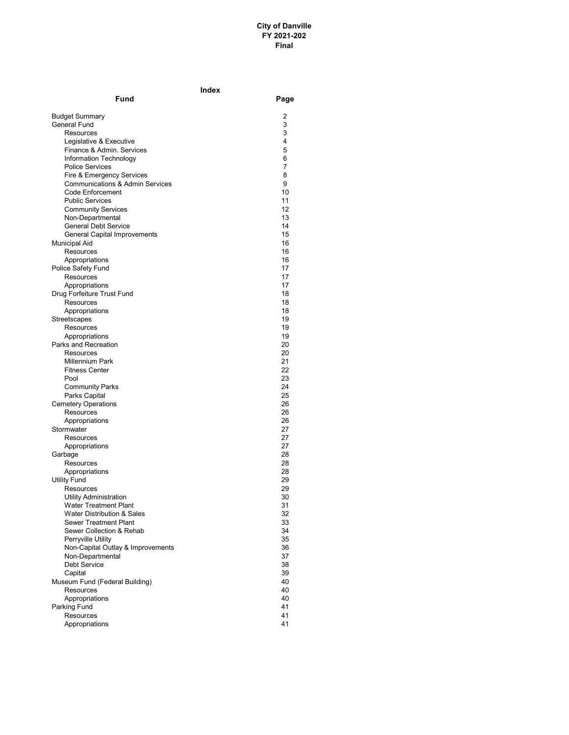**City of Danville**
**FY 2021-202**
**Final**

## Index

| Fund | Page |
|---|---|
| Budget Summary | 2 |
| General Fund | 3 |
| Resources | 3 |
| Legislative & Executive | 4 |
| Finance & Admin. Services | 5 |
| Information Technology | 6 |
| Police Services | 7 |
| Fire & Emergency Services | 8 |
| Communications & Admin Services | 9 |
| Code Enforcement | 10 |
| Public Services | 11 |
| Community Services | 12 |
| Non-Departmental | 13 |
| General Debt Service | 14 |
| General Capital Improvements | 15 |
| Municipal Aid | 16 |
| Resources | 16 |
| Appropriations | 16 |
| Police Safety Fund | 17 |
| Resources | 17 |
| Appropriations | 17 |
| Drug Forfeiture Trust Fund | 18 |
| Resources | 18 |
| Appropriations | 18 |
| Streetscapes | 19 |
| Resources | 19 |
| Appropriations | 19 |
| Parks and Recreation | 20 |
| Resources | 20 |
| Millennium Park | 21 |
| Fitness Center | 22 |
| Pool | 23 |
| Community Parks | 24 |
| Parks Capital | 25 |
| Cemetery Operations | 26 |
| Resources | 26 |
| Appropriations | 26 |
| Stormwater | 27 |
| Resources | 27 |
| Appropriations | 27 |
| Garbage | 28 |
| Resources | 28 |
| Appropriations | 28 |
| Utility Fund | 29 |
| Resources | 29 |
| Utility Administration | 30 |
| Water Treatment Plant | 31 |
| Water Distribution & Sales | 32 |
| Sewer Treatment Plant | 33 |
| Sewer Collection & Rehab | 34 |
| Perryville Utility | 35 |
| Non-Capital Outlay & Improvements | 36 |
| Non-Departmental | 37 |
| Debt Service | 38 |
| Capital | 39 |
| Museum Fund (Federal Building) | 40 |
| Resources | 40 |
| Appropriations | 40 |
| Parking Fund | 41 |
| Resources | 41 |
| Appropriations | 41 |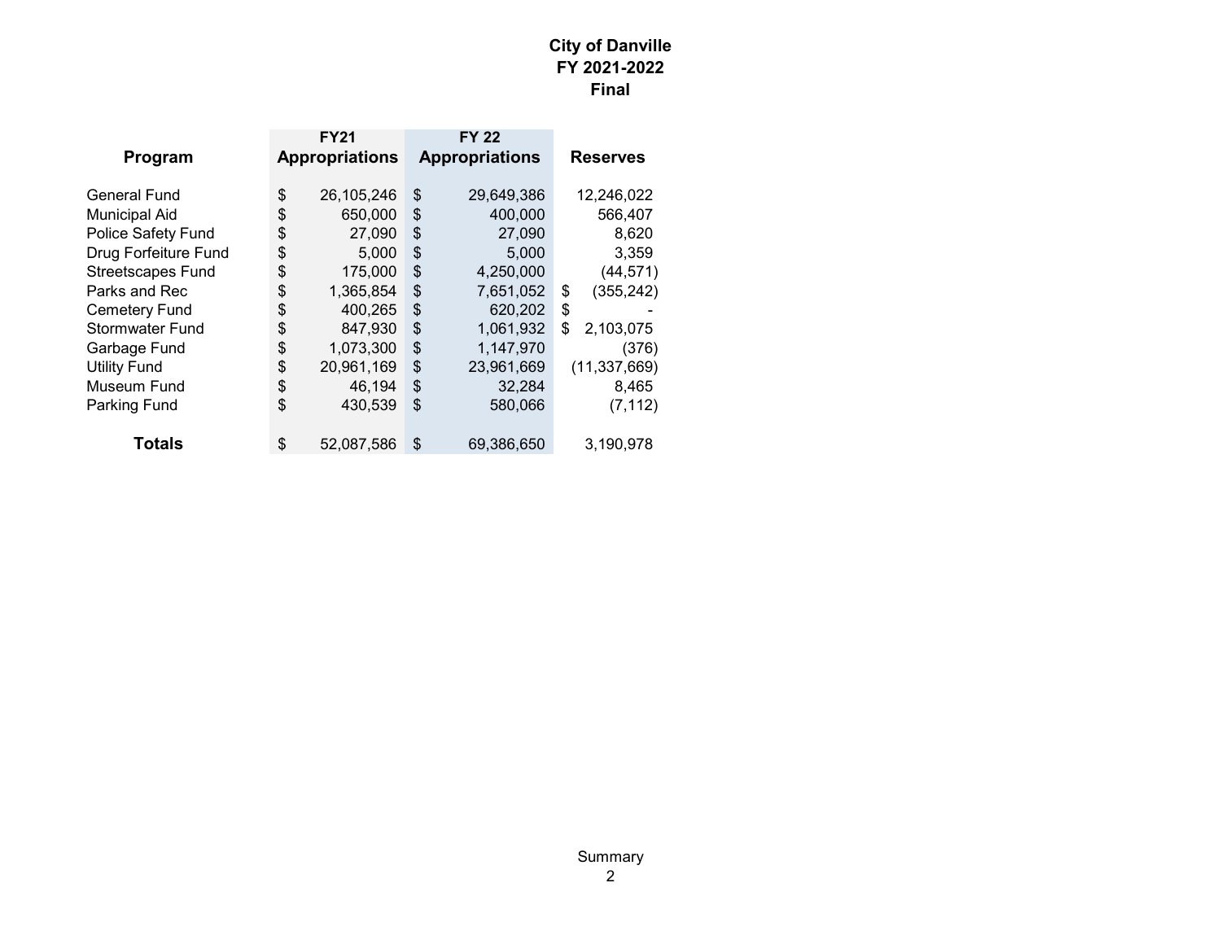# City of Danville
## FY 2021-2022
## Final

| Program | FY21 Appropriations | FY 22 Appropriations | Reserves |
|---|---|---|---|
| General Fund | $ 26,105,246 | $ 29,649,386 | 12,246,022 |
| Municipal Aid | $ 650,000 | $ 400,000 | 566,407 |
| Police Safety Fund | $ 27,090 | $ 27,090 | 8,620 |
| Drug Forfeiture Fund | $ 5,000 | $ 5,000 | 3,359 |
| Streetscapes Fund | $ 175,000 | $ 4,250,000 | (44,571) |
| Parks and Rec | $ 1,365,854 | $ 7,651,052 | $ (355,242) |
| Cemetery Fund | $ 400,265 | $ 620,202 | $ - |
| Stormwater Fund | $ 847,930 | $ 1,061,932 | $ 2,103,075 |
| Garbage Fund | $ 1,073,300 | $ 1,147,970 | (376) |
| Utility Fund | $ 20,961,169 | $ 23,961,669 | (11,337,669) |
| Museum Fund | $ 46,194 | $ 32,284 | 8,465 |
| Parking Fund | $ 430,539 | $ 580,066 | (7,112) |
| **Totals** | $ 52,087,586 | $ 69,386,650 | 3,190,978 |

Summary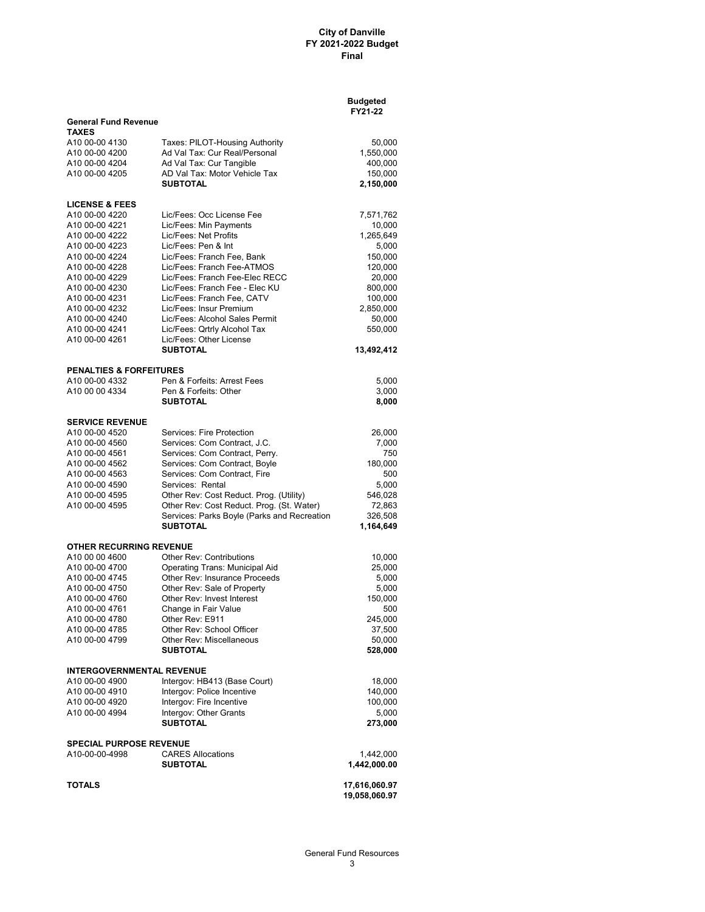**City of Danville**
**FY 2021-2022 Budget**
**Final**

| | | Budgeted FY21-22 |
|---|---|---|
| **General Fund Revenue** | | |
| **TAXES** | | |
| A10 00-00 4130 | Taxes: PILOT-Housing Authority | 50,000 |
| A10 00-00 4200 | Ad Val Tax: Cur Real/Personal | 1,550,000 |
| A10 00-00 4204 | Ad Val Tax: Cur Tangible | 400,000 |
| A10 00-00 4205 | AD Val Tax: Motor Vehicle Tax | 150,000 |
| | **SUBTOTAL** | **2,150,000** |
| **LICENSE & FEES** | | |
| A10 00-00 4220 | Lic/Fees: Occ License Fee | 7,571,762 |
| A10 00-00 4221 | Lic/Fees: Min Payments | 10,000 |
| A10 00-00 4222 | Lic/Fees: Net Profits | 1,265,649 |
| A10 00-00 4223 | Lic/Fees: Pen & Int | 5,000 |
| A10 00-00 4224 | Lic/Fees: Franch Fee, Bank | 150,000 |
| A10 00-00 4228 | Lic/Fees: Franch Fee-ATMOS | 120,000 |
| A10 00-00 4229 | Lic/Fees: Franch Fee-Elec RECC | 20,000 |
| A10 00-00 4230 | Lic/Fees: Franch Fee - Elec KU | 800,000 |
| A10 00-00 4231 | Lic/Fees: Franch Fee, CATV | 100,000 |
| A10 00-00 4232 | Lic/Fees: Insur Premium | 2,850,000 |
| A10 00-00 4240 | Lic/Fees: Alcohol Sales Permit | 50,000 |
| A10 00-00 4241 | Lic/Fees: Qrtrly Alcohol Tax | 550,000 |
| A10 00-00 4261 | Lic/Fees: Other License | |
| | **SUBTOTAL** | **13,492,412** |
| **PENALTIES & FORFEITURES** | | |
| A10 00-00 4332 | Pen & Forfeits: Arrest Fees | 5,000 |
| A10 00 00 4334 | Pen & Forfeits: Other | 3,000 |
| | **SUBTOTAL** | **8,000** |
| **SERVICE REVENUE** | | |
| A10 00-00 4520 | Services: Fire Protection | 26,000 |
| A10 00-00 4560 | Services: Com Contract, J.C. | 7,000 |
| A10 00-00 4561 | Services: Com Contract, Perry. | 750 |
| A10 00-00 4562 | Services: Com Contract, Boyle | 180,000 |
| A10 00-00 4563 | Services: Com Contract, Fire | 500 |
| A10 00-00 4590 | Services: Rental | 5,000 |
| A10 00-00 4595 | Other Rev: Cost Reduct. Prog. (Utility) | 546,028 |
| A10 00-00 4595 | Other Rev: Cost Reduct. Prog. (St. Water) | 72,863 |
| | Services: Parks Boyle (Parks and Recreation | 326,508 |
| | **SUBTOTAL** | **1,164,649** |
| **OTHER RECURRING REVENUE** | | |
| A10 00 00 4600 | Other Rev: Contributions | 10,000 |
| A10 00-00 4700 | Operating Trans: Municipal Aid | 25,000 |
| A10 00-00 4745 | Other Rev: Insurance Proceeds | 5,000 |
| A10 00-00 4750 | Other Rev: Sale of Property | 5,000 |
| A10 00-00 4760 | Other Rev: Invest Interest | 150,000 |
| A10 00-00 4761 | Change in Fair Value | 500 |
| A10 00-00 4780 | Other Rev: E911 | 245,000 |
| A10 00-00 4785 | Other Rev: School Officer | 37,500 |
| A10 00-00 4799 | Other Rev: Miscellaneous | 50,000 |
| | **SUBTOTAL** | **528,000** |
| **INTERGOVERNMENTAL REVENUE** | | |
| A10 00-00 4900 | Intergov: HB413 (Base Court) | 18,000 |
| A10 00-00 4910 | Intergov: Police Incentive | 140,000 |
| A10 00-00 4920 | Intergov: Fire Incentive | 100,000 |
| A10 00-00 4994 | Intergov: Other Grants | 5,000 |
| | **SUBTOTAL** | **273,000** |
| **SPECIAL PURPOSE REVENUE** | | |
| A10-00-00-4998 | CARES Allocations | 1,442,000 |
| | **SUBTOTAL** | **1,442,000.00** |
| **TOTALS** | | **17,616,060.97** |
| | | **19,058,060.97** |

General Fund Resources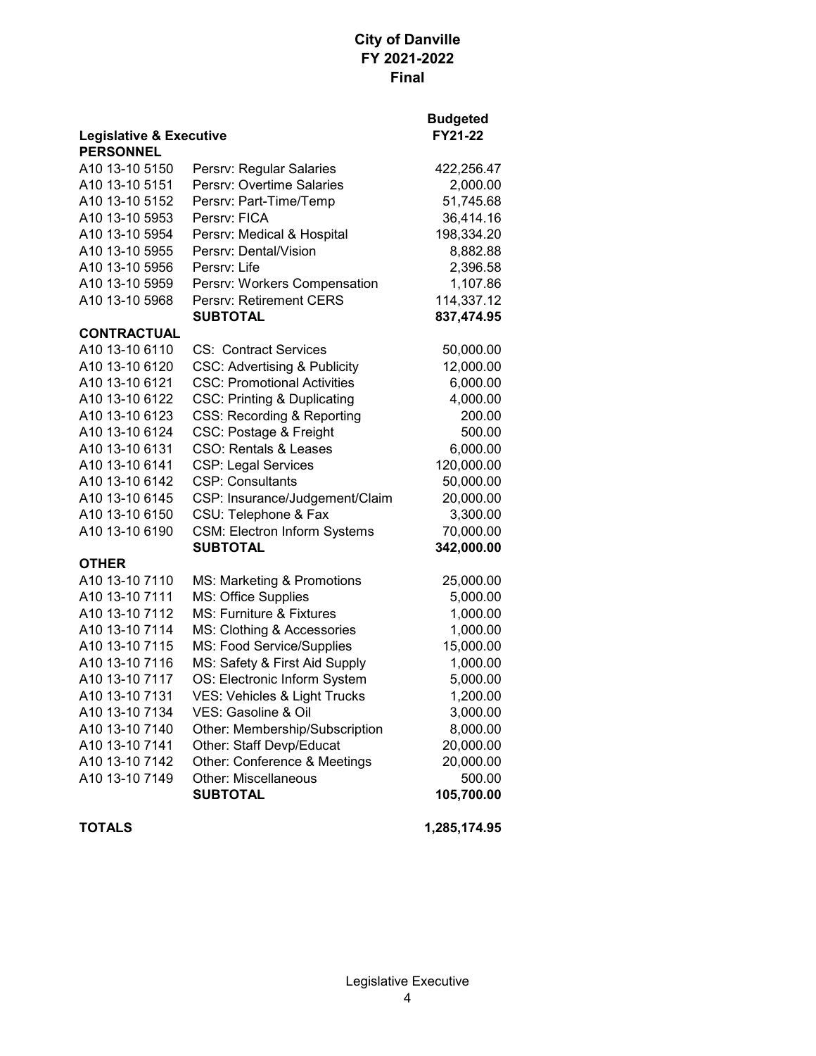# City of Danville
## FY 2021-2022
## Final

| **Legislative & Executive** | | **Budgeted FY21-22** |
|---|---|---|
| **PERSONNEL** | | |
| A10 13-10 5150 | Persrv: Regular Salaries | 422,256.47 |
| A10 13-10 5151 | Persrv: Overtime Salaries | 2,000.00 |
| A10 13-10 5152 | Persrv: Part-Time/Temp | 51,745.68 |
| A10 13-10 5953 | Persrv: FICA | 36,414.16 |
| A10 13-10 5954 | Persrv: Medical & Hospital | 198,334.20 |
| A10 13-10 5955 | Persrv: Dental/Vision | 8,882.88 |
| A10 13-10 5956 | Persrv: Life | 2,396.58 |
| A10 13-10 5959 | Persrv: Workers Compensation | 1,107.86 |
| A10 13-10 5968 | Persrv: Retirement CERS | 114,337.12 |
| | **SUBTOTAL** | **837,474.95** |
| **CONTRACTUAL** | | |
| A10 13-10 6110 | CS: Contract Services | 50,000.00 |
| A10 13-10 6120 | CSC: Advertising & Publicity | 12,000.00 |
| A10 13-10 6121 | CSC: Promotional Activities | 6,000.00 |
| A10 13-10 6122 | CSC: Printing & Duplicating | 4,000.00 |
| A10 13-10 6123 | CSS: Recording & Reporting | 200.00 |
| A10 13-10 6124 | CSC: Postage & Freight | 500.00 |
| A10 13-10 6131 | CSO: Rentals & Leases | 6,000.00 |
| A10 13-10 6141 | CSP: Legal Services | 120,000.00 |
| A10 13-10 6142 | CSP: Consultants | 50,000.00 |
| A10 13-10 6145 | CSP: Insurance/Judgement/Claim | 20,000.00 |
| A10 13-10 6150 | CSU: Telephone & Fax | 3,300.00 |
| A10 13-10 6190 | CSM: Electron Inform Systems | 70,000.00 |
| | **SUBTOTAL** | **342,000.00** |
| **OTHER** | | |
| A10 13-10 7110 | MS: Marketing & Promotions | 25,000.00 |
| A10 13-10 7111 | MS: Office Supplies | 5,000.00 |
| A10 13-10 7112 | MS: Furniture & Fixtures | 1,000.00 |
| A10 13-10 7114 | MS: Clothing & Accessories | 1,000.00 |
| A10 13-10 7115 | MS: Food Service/Supplies | 15,000.00 |
| A10 13-10 7116 | MS: Safety & First Aid Supply | 1,000.00 |
| A10 13-10 7117 | OS: Electronic Inform System | 5,000.00 |
| A10 13-10 7131 | VES: Vehicles & Light Trucks | 1,200.00 |
| A10 13-10 7134 | VES: Gasoline & Oil | 3,000.00 |
| A10 13-10 7140 | Other: Membership/Subscription | 8,000.00 |
| A10 13-10 7141 | Other: Staff Devp/Educat | 20,000.00 |
| A10 13-10 7142 | Other: Conference & Meetings | 20,000.00 |
| A10 13-10 7149 | Other: Miscellaneous | 500.00 |
| | **SUBTOTAL** | **105,700.00** |
| **TOTALS** | | **1,285,174.95** |

Legislative Executive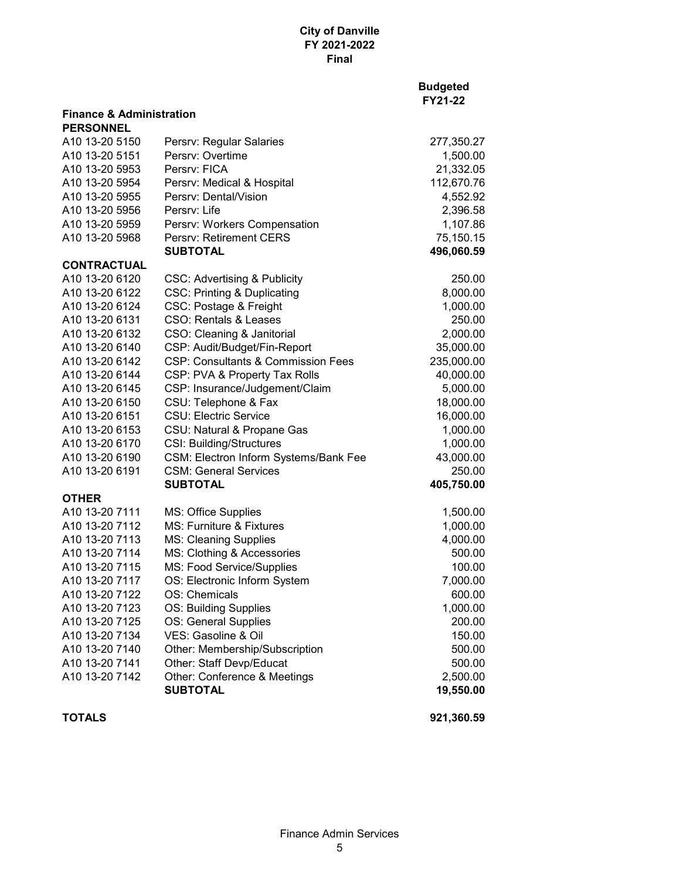**City of Danville**
**FY 2021-2022**
**Final**

| | | Budgeted FY21-22 |
|---|---|---|
| **Finance & Administration** | | |
| **PERSONNEL** | | |
| A10 13-20 5150 | Persrv: Regular Salaries | 277,350.27 |
| A10 13-20 5151 | Persrv: Overtime | 1,500.00 |
| A10 13-20 5953 | Persrv: FICA | 21,332.05 |
| A10 13-20 5954 | Persrv: Medical & Hospital | 112,670.76 |
| A10 13-20 5955 | Persrv: Dental/Vision | 4,552.92 |
| A10 13-20 5956 | Persrv: Life | 2,396.58 |
| A10 13-20 5959 | Persrv: Workers Compensation | 1,107.86 |
| A10 13-20 5968 | Persrv: Retirement CERS | 75,150.15 |
| | **SUBTOTAL** | **496,060.59** |
| **CONTRACTUAL** | | |
| A10 13-20 6120 | CSC: Advertising & Publicity | 250.00 |
| A10 13-20 6122 | CSC: Printing & Duplicating | 8,000.00 |
| A10 13-20 6124 | CSC: Postage & Freight | 1,000.00 |
| A10 13-20 6131 | CSO: Rentals & Leases | 250.00 |
| A10 13-20 6132 | CSO: Cleaning & Janitorial | 2,000.00 |
| A10 13-20 6140 | CSP: Audit/Budget/Fin-Report | 35,000.00 |
| A10 13-20 6142 | CSP: Consultants & Commission Fees | 235,000.00 |
| A10 13-20 6144 | CSP: PVA & Property Tax Rolls | 40,000.00 |
| A10 13-20 6145 | CSP: Insurance/Judgement/Claim | 5,000.00 |
| A10 13-20 6150 | CSU: Telephone & Fax | 18,000.00 |
| A10 13-20 6151 | CSU: Electric Service | 16,000.00 |
| A10 13-20 6153 | CSU: Natural & Propane Gas | 1,000.00 |
| A10 13-20 6170 | CSI: Building/Structures | 1,000.00 |
| A10 13-20 6190 | CSM: Electron Inform Systems/Bank Fee | 43,000.00 |
| A10 13-20 6191 | CSM: General Services | 250.00 |
| | **SUBTOTAL** | **405,750.00** |
| **OTHER** | | |
| A10 13-20 7111 | MS: Office Supplies | 1,500.00 |
| A10 13-20 7112 | MS: Furniture & Fixtures | 1,000.00 |
| A10 13-20 7113 | MS: Cleaning Supplies | 4,000.00 |
| A10 13-20 7114 | MS: Clothing & Accessories | 500.00 |
| A10 13-20 7115 | MS: Food Service/Supplies | 100.00 |
| A10 13-20 7117 | OS: Electronic Inform System | 7,000.00 |
| A10 13-20 7122 | OS: Chemicals | 600.00 |
| A10 13-20 7123 | OS: Building Supplies | 1,000.00 |
| A10 13-20 7125 | OS: General Supplies | 200.00 |
| A10 13-20 7134 | VES: Gasoline & Oil | 150.00 |
| A10 13-20 7140 | Other: Membership/Subscription | 500.00 |
| A10 13-20 7141 | Other: Staff Devp/Educat | 500.00 |
| A10 13-20 7142 | Other: Conference & Meetings | 2,500.00 |
| | **SUBTOTAL** | **19,550.00** |
| **TOTALS** | | **921,360.59** |

Finance Admin Services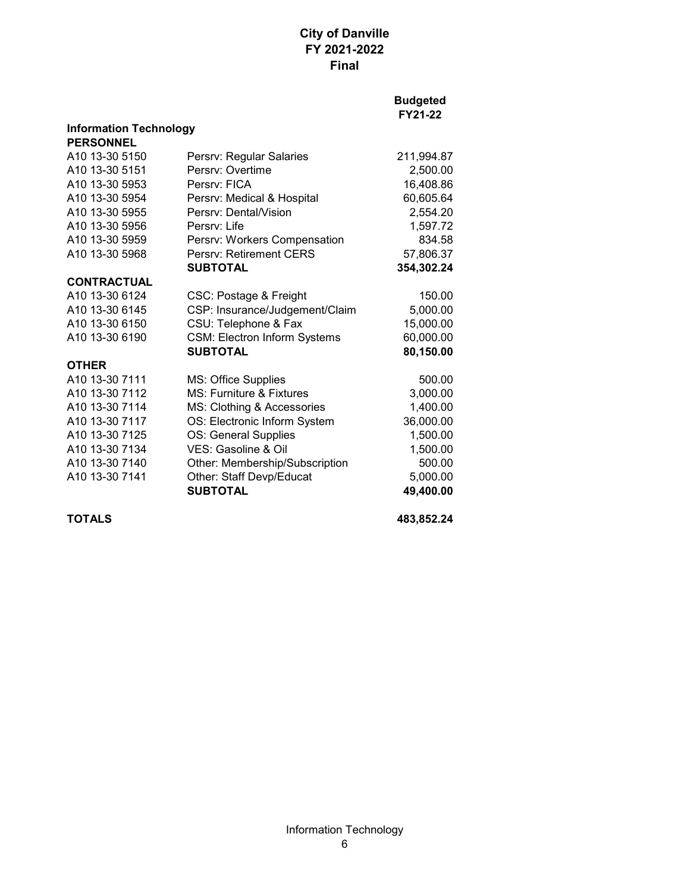# City of Danville
# FY 2021-2022
# Final

| | | Budgeted FY21-22 |
|---|---|---|
| **Information Technology** | | |
| **PERSONNEL** | | |
| A10 13-30 5150 | Persrv: Regular Salaries | 211,994.87 |
| A10 13-30 5151 | Persrv: Overtime | 2,500.00 |
| A10 13-30 5953 | Persrv: FICA | 16,408.86 |
| A10 13-30 5954 | Persrv: Medical & Hospital | 60,605.64 |
| A10 13-30 5955 | Persrv: Dental/Vision | 2,554.20 |
| A10 13-30 5956 | Persrv: Life | 1,597.72 |
| A10 13-30 5959 | Persrv: Workers Compensation | 834.58 |
| A10 13-30 5968 | Persrv: Retirement CERS | 57,806.37 |
| | **SUBTOTAL** | **354,302.24** |
| **CONTRACTUAL** | | |
| A10 13-30 6124 | CSC: Postage & Freight | 150.00 |
| A10 13-30 6145 | CSP: Insurance/Judgement/Claim | 5,000.00 |
| A10 13-30 6150 | CSU: Telephone & Fax | 15,000.00 |
| A10 13-30 6190 | CSM: Electron Inform Systems | 60,000.00 |
| | **SUBTOTAL** | **80,150.00** |
| **OTHER** | | |
| A10 13-30 7111 | MS: Office Supplies | 500.00 |
| A10 13-30 7112 | MS: Furniture & Fixtures | 3,000.00 |
| A10 13-30 7114 | MS: Clothing & Accessories | 1,400.00 |
| A10 13-30 7117 | OS: Electronic Inform System | 36,000.00 |
| A10 13-30 7125 | OS: General Supplies | 1,500.00 |
| A10 13-30 7134 | VES: Gasoline & Oil | 1,500.00 |
| A10 13-30 7140 | Other: Membership/Subscription | 500.00 |
| A10 13-30 7141 | Other: Staff Devp/Educat | 5,000.00 |
| | **SUBTOTAL** | **49,400.00** |
| **TOTALS** | | **483,852.24** |

Information Technology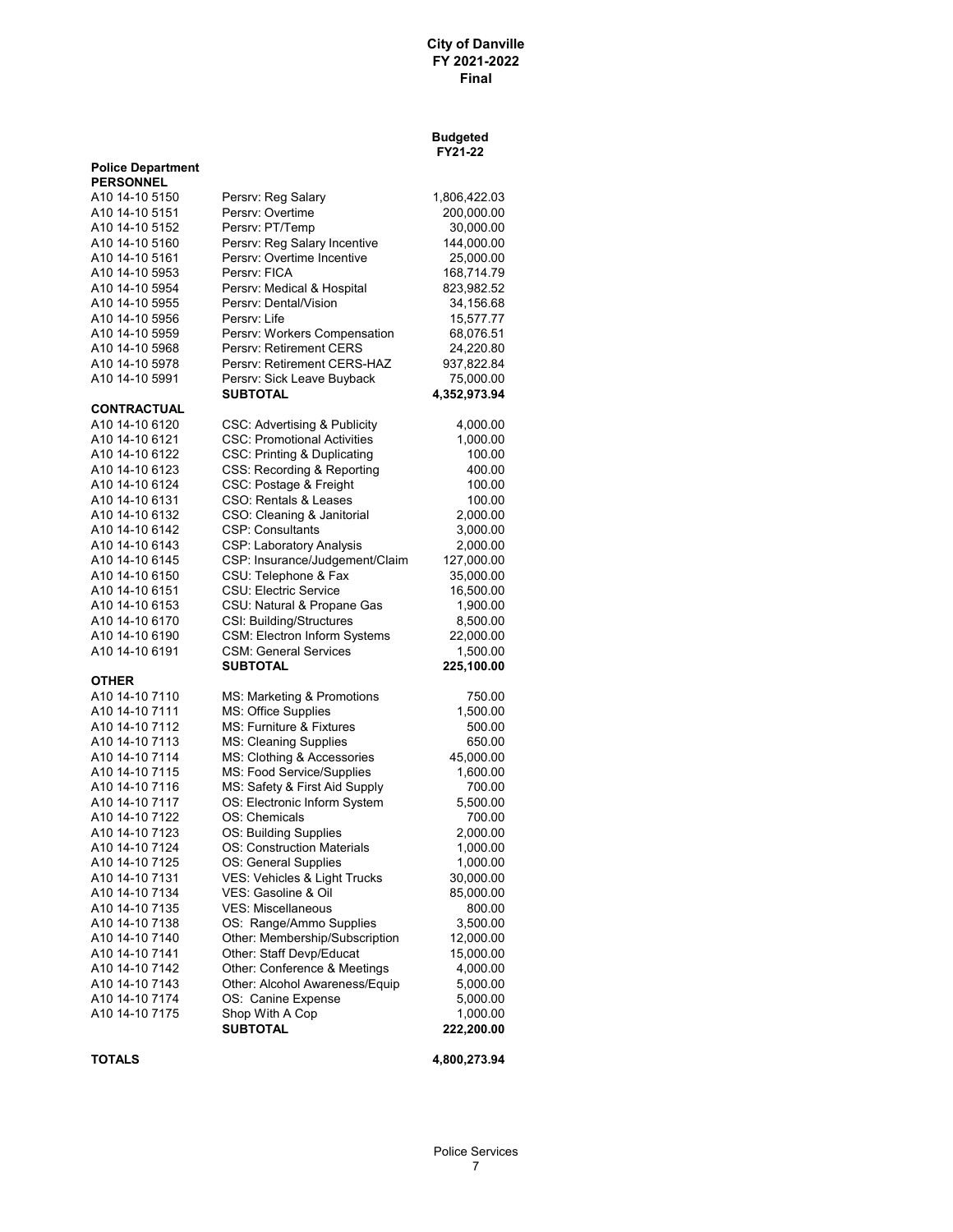**City of Danville**
**FY 2021-2022**
**Final**

| | | Budgeted FY21-22 |
|---|---|---|
| **Police Department** | | |
| **PERSONNEL** | | |
| A10 14-10 5150 | Persrv: Reg Salary | 1,806,422.03 |
| A10 14-10 5151 | Persrv: Overtime | 200,000.00 |
| A10 14-10 5152 | Persrv: PT/Temp | 30,000.00 |
| A10 14-10 5160 | Persrv: Reg Salary Incentive | 144,000.00 |
| A10 14-10 5161 | Persrv: Overtime Incentive | 25,000.00 |
| A10 14-10 5953 | Persrv: FICA | 168,714.79 |
| A10 14-10 5954 | Persrv: Medical & Hospital | 823,982.52 |
| A10 14-10 5955 | Persrv: Dental/Vision | 34,156.68 |
| A10 14-10 5956 | Persrv: Life | 15,577.77 |
| A10 14-10 5959 | Persrv: Workers Compensation | 68,076.51 |
| A10 14-10 5968 | Persrv: Retirement CERS | 24,220.80 |
| A10 14-10 5978 | Persrv: Retirement CERS-HAZ | 937,822.84 |
| A10 14-10 5991 | Persrv: Sick Leave Buyback | 75,000.00 |
| | **SUBTOTAL** | **4,352,973.94** |
| **CONTRACTUAL** | | |
| A10 14-10 6120 | CSC: Advertising & Publicity | 4,000.00 |
| A10 14-10 6121 | CSC: Promotional Activities | 1,000.00 |
| A10 14-10 6122 | CSC: Printing & Duplicating | 100.00 |
| A10 14-10 6123 | CSS: Recording & Reporting | 400.00 |
| A10 14-10 6124 | CSC: Postage & Freight | 100.00 |
| A10 14-10 6131 | CSO: Rentals & Leases | 100.00 |
| A10 14-10 6132 | CSO: Cleaning & Janitorial | 2,000.00 |
| A10 14-10 6142 | CSP: Consultants | 3,000.00 |
| A10 14-10 6143 | CSP: Laboratory Analysis | 2,000.00 |
| A10 14-10 6145 | CSP: Insurance/Judgement/Claim | 127,000.00 |
| A10 14-10 6150 | CSU: Telephone & Fax | 35,000.00 |
| A10 14-10 6151 | CSU: Electric Service | 16,500.00 |
| A10 14-10 6153 | CSU: Natural & Propane Gas | 1,900.00 |
| A10 14-10 6170 | CSI: Building/Structures | 8,500.00 |
| A10 14-10 6190 | CSM: Electron Inform Systems | 22,000.00 |
| A10 14-10 6191 | CSM: General Services | 1,500.00 |
| | **SUBTOTAL** | **225,100.00** |
| **OTHER** | | |
| A10 14-10 7110 | MS: Marketing & Promotions | 750.00 |
| A10 14-10 7111 | MS: Office Supplies | 1,500.00 |
| A10 14-10 7112 | MS: Furniture & Fixtures | 500.00 |
| A10 14-10 7113 | MS: Cleaning Supplies | 650.00 |
| A10 14-10 7114 | MS: Clothing & Accessories | 45,000.00 |
| A10 14-10 7115 | MS: Food Service/Supplies | 1,600.00 |
| A10 14-10 7116 | MS: Safety & First Aid Supply | 700.00 |
| A10 14-10 7117 | OS: Electronic Inform System | 5,500.00 |
| A10 14-10 7122 | OS: Chemicals | 700.00 |
| A10 14-10 7123 | OS: Building Supplies | 2,000.00 |
| A10 14-10 7124 | OS: Construction Materials | 1,000.00 |
| A10 14-10 7125 | OS: General Supplies | 1,000.00 |
| A10 14-10 7131 | VES: Vehicles & Light Trucks | 30,000.00 |
| A10 14-10 7134 | VES: Gasoline & Oil | 85,000.00 |
| A10 14-10 7135 | VES: Miscellaneous | 800.00 |
| A10 14-10 7138 | OS: Range/Ammo Supplies | 3,500.00 |
| A10 14-10 7140 | Other: Membership/Subscription | 12,000.00 |
| A10 14-10 7141 | Other: Staff Devp/Educat | 15,000.00 |
| A10 14-10 7142 | Other: Conference & Meetings | 4,000.00 |
| A10 14-10 7143 | Other: Alcohol Awareness/Equip | 5,000.00 |
| A10 14-10 7174 | OS: Canine Expense | 5,000.00 |
| A10 14-10 7175 | Shop With A Cop | 1,000.00 |
| | **SUBTOTAL** | **222,200.00** |
| **TOTALS** | | **4,800,273.94** |

Police Services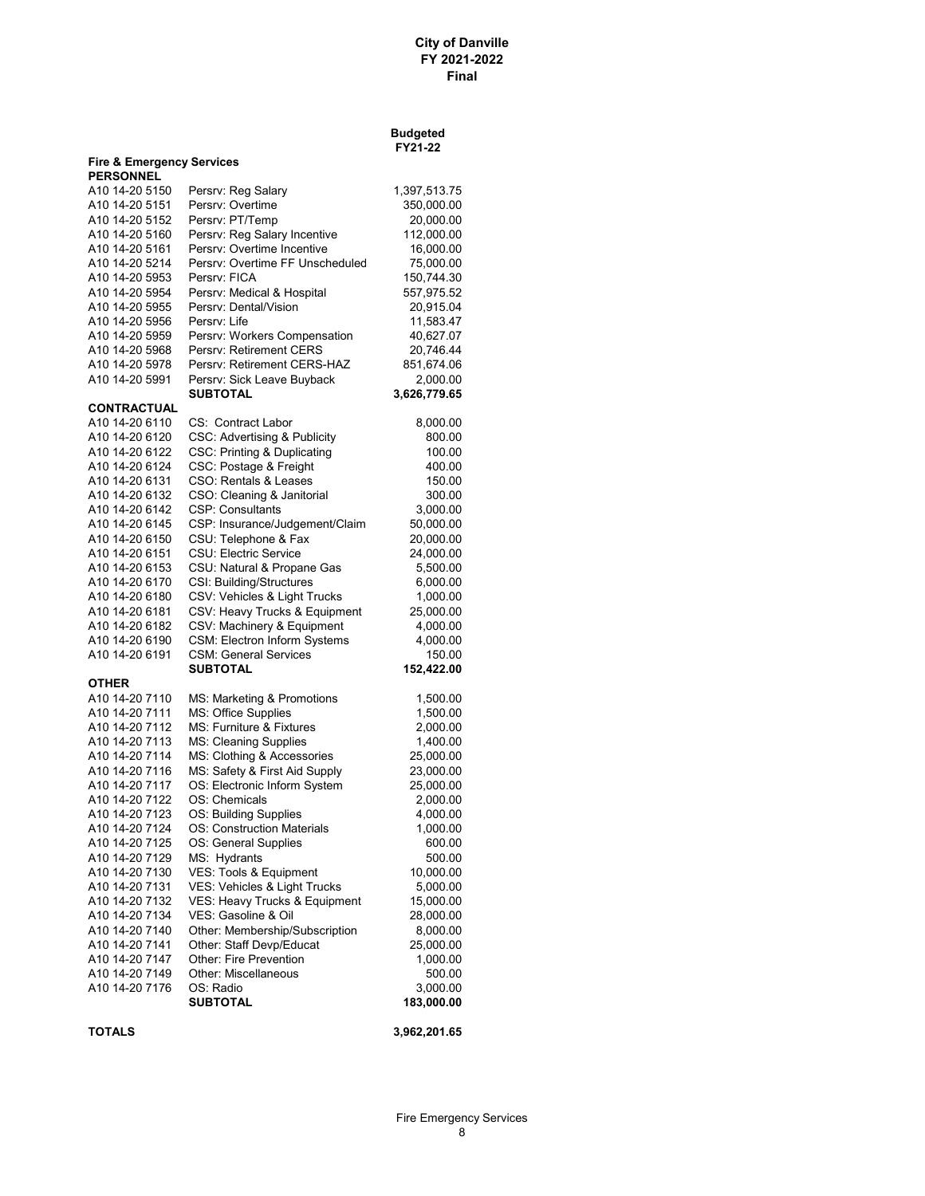**City of Danville**
**FY 2021-2022**
**Final**

| | | Budgeted FY21-22 |
|---|---|---|
| **Fire & Emergency Services** | | |
| **PERSONNEL** | | |
| A10 14-20 5150 | Persrv: Reg Salary | 1,397,513.75 |
| A10 14-20 5151 | Persrv: Overtime | 350,000.00 |
| A10 14-20 5152 | Persrv: PT/Temp | 20,000.00 |
| A10 14-20 5160 | Persrv: Reg Salary Incentive | 112,000.00 |
| A10 14-20 5161 | Persrv: Overtime Incentive | 16,000.00 |
| A10 14-20 5214 | Persrv: Overtime FF Unscheduled | 75,000.00 |
| A10 14-20 5953 | Persrv: FICA | 150,744.30 |
| A10 14-20 5954 | Persrv: Medical & Hospital | 557,975.52 |
| A10 14-20 5955 | Persrv: Dental/Vision | 20,915.04 |
| A10 14-20 5956 | Persrv: Life | 11,583.47 |
| A10 14-20 5959 | Persrv: Workers Compensation | 40,627.07 |
| A10 14-20 5968 | Persrv: Retirement CERS | 20,746.44 |
| A10 14-20 5978 | Persrv: Retirement CERS-HAZ | 851,674.06 |
| A10 14-20 5991 | Persrv: Sick Leave Buyback | 2,000.00 |
| | **SUBTOTAL** | **3,626,779.65** |
| **CONTRACTUAL** | | |
| A10 14-20 6110 | CS: Contract Labor | 8,000.00 |
| A10 14-20 6120 | CSC: Advertising & Publicity | 800.00 |
| A10 14-20 6122 | CSC: Printing & Duplicating | 100.00 |
| A10 14-20 6124 | CSC: Postage & Freight | 400.00 |
| A10 14-20 6131 | CSO: Rentals & Leases | 150.00 |
| A10 14-20 6132 | CSO: Cleaning & Janitorial | 300.00 |
| A10 14-20 6142 | CSP: Consultants | 3,000.00 |
| A10 14-20 6145 | CSP: Insurance/Judgement/Claim | 50,000.00 |
| A10 14-20 6150 | CSU: Telephone & Fax | 20,000.00 |
| A10 14-20 6151 | CSU: Electric Service | 24,000.00 |
| A10 14-20 6153 | CSU: Natural & Propane Gas | 5,500.00 |
| A10 14-20 6170 | CSI: Building/Structures | 6,000.00 |
| A10 14-20 6180 | CSV: Vehicles & Light Trucks | 1,000.00 |
| A10 14-20 6181 | CSV: Heavy Trucks & Equipment | 25,000.00 |
| A10 14-20 6182 | CSV: Machinery & Equipment | 4,000.00 |
| A10 14-20 6190 | CSM: Electron Inform Systems | 4,000.00 |
| A10 14-20 6191 | CSM: General Services | 150.00 |
| | **SUBTOTAL** | **152,422.00** |
| **OTHER** | | |
| A10 14-20 7110 | MS: Marketing & Promotions | 1,500.00 |
| A10 14-20 7111 | MS: Office Supplies | 1,500.00 |
| A10 14-20 7112 | MS: Furniture & Fixtures | 2,000.00 |
| A10 14-20 7113 | MS: Cleaning Supplies | 1,400.00 |
| A10 14-20 7114 | MS: Clothing & Accessories | 25,000.00 |
| A10 14-20 7116 | MS: Safety & First Aid Supply | 23,000.00 |
| A10 14-20 7117 | OS: Electronic Inform System | 25,000.00 |
| A10 14-20 7122 | OS: Chemicals | 2,000.00 |
| A10 14-20 7123 | OS: Building Supplies | 4,000.00 |
| A10 14-20 7124 | OS: Construction Materials | 1,000.00 |
| A10 14-20 7125 | OS: General Supplies | 600.00 |
| A10 14-20 7129 | MS: Hydrants | 500.00 |
| A10 14-20 7130 | VES: Tools & Equipment | 10,000.00 |
| A10 14-20 7131 | VES: Vehicles & Light Trucks | 5,000.00 |
| A10 14-20 7132 | VES: Heavy Trucks & Equipment | 15,000.00 |
| A10 14-20 7134 | VES: Gasoline & Oil | 28,000.00 |
| A10 14-20 7140 | Other: Membership/Subscription | 8,000.00 |
| A10 14-20 7141 | Other: Staff Devp/Educat | 25,000.00 |
| A10 14-20 7147 | Other: Fire Prevention | 1,000.00 |
| A10 14-20 7149 | Other: Miscellaneous | 500.00 |
| A10 14-20 7176 | OS: Radio | 3,000.00 |
| | **SUBTOTAL** | **183,000.00** |
| **TOTALS** | | **3,962,201.65** |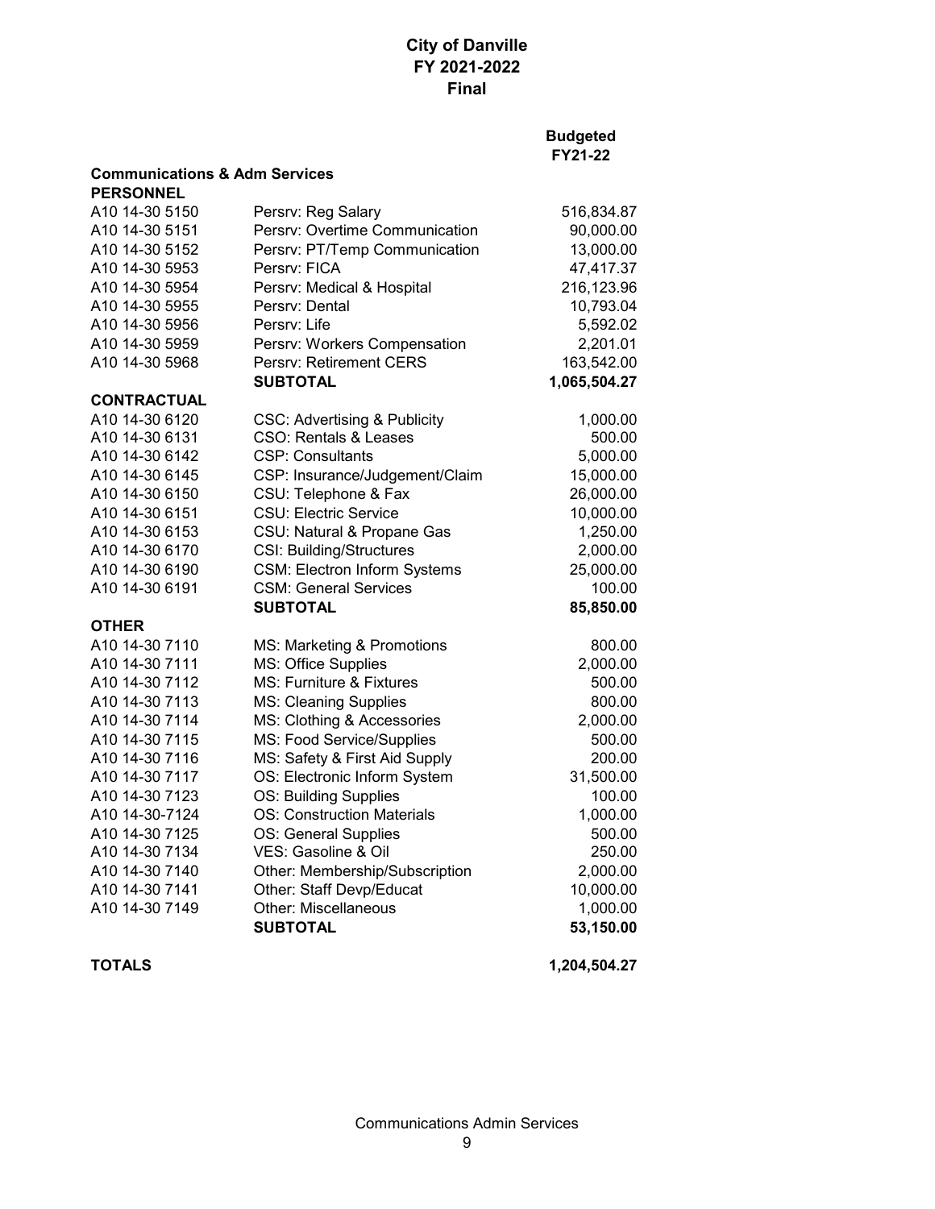# City of Danville
# FY 2021-2022
# Final

| | | Budgeted FY21-22 |
|---|---|---|
| **Communications & Adm Services** | | |
| **PERSONNEL** | | |
| A10 14-30 5150 | Persrv: Reg Salary | 516,834.87 |
| A10 14-30 5151 | Persrv: Overtime Communication | 90,000.00 |
| A10 14-30 5152 | Persrv: PT/Temp Communication | 13,000.00 |
| A10 14-30 5953 | Persrv: FICA | 47,417.37 |
| A10 14-30 5954 | Persrv: Medical & Hospital | 216,123.96 |
| A10 14-30 5955 | Persrv: Dental | 10,793.04 |
| A10 14-30 5956 | Persrv: Life | 5,592.02 |
| A10 14-30 5959 | Persrv: Workers Compensation | 2,201.01 |
| A10 14-30 5968 | Persrv: Retirement CERS | 163,542.00 |
| | **SUBTOTAL** | **1,065,504.27** |
| **CONTRACTUAL** | | |
| A10 14-30 6120 | CSC: Advertising & Publicity | 1,000.00 |
| A10 14-30 6131 | CSO: Rentals & Leases | 500.00 |
| A10 14-30 6142 | CSP: Consultants | 5,000.00 |
| A10 14-30 6145 | CSP: Insurance/Judgement/Claim | 15,000.00 |
| A10 14-30 6150 | CSU: Telephone & Fax | 26,000.00 |
| A10 14-30 6151 | CSU: Electric Service | 10,000.00 |
| A10 14-30 6153 | CSU: Natural & Propane Gas | 1,250.00 |
| A10 14-30 6170 | CSI: Building/Structures | 2,000.00 |
| A10 14-30 6190 | CSM: Electron Inform Systems | 25,000.00 |
| A10 14-30 6191 | CSM: General Services | 100.00 |
| | **SUBTOTAL** | **85,850.00** |
| **OTHER** | | |
| A10 14-30 7110 | MS: Marketing & Promotions | 800.00 |
| A10 14-30 7111 | MS: Office Supplies | 2,000.00 |
| A10 14-30 7112 | MS: Furniture & Fixtures | 500.00 |
| A10 14-30 7113 | MS: Cleaning Supplies | 800.00 |
| A10 14-30 7114 | MS: Clothing & Accessories | 2,000.00 |
| A10 14-30 7115 | MS: Food Service/Supplies | 500.00 |
| A10 14-30 7116 | MS: Safety & First Aid Supply | 200.00 |
| A10 14-30 7117 | OS: Electronic Inform System | 31,500.00 |
| A10 14-30 7123 | OS: Building Supplies | 100.00 |
| A10 14-30-7124 | OS: Construction Materials | 1,000.00 |
| A10 14-30 7125 | OS: General Supplies | 500.00 |
| A10 14-30 7134 | VES: Gasoline & Oil | 250.00 |
| A10 14-30 7140 | Other: Membership/Subscription | 2,000.00 |
| A10 14-30 7141 | Other: Staff Devp/Educat | 10,000.00 |
| A10 14-30 7149 | Other: Miscellaneous | 1,000.00 |
| | **SUBTOTAL** | **53,150.00** |
| **TOTALS** | | **1,204,504.27** |

Communications Admin Services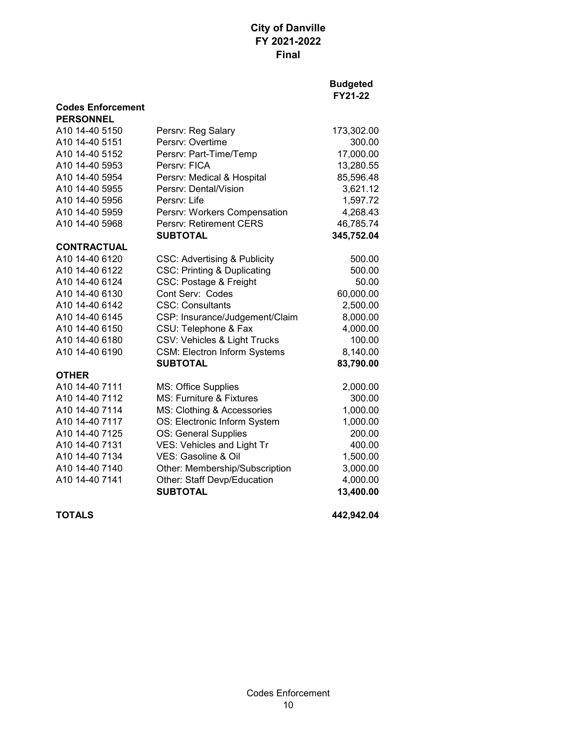# City of Danville
## FY 2021-2022
## Final

| | | Budgeted FY21-22 |
|---|---|---|
| **Codes Enforcement** | | |
| **PERSONNEL** | | |
| A10 14-40 5150 | Persrv: Reg Salary | 173,302.00 |
| A10 14-40 5151 | Persrv: Overtime | 300.00 |
| A10 14-40 5152 | Persrv: Part-Time/Temp | 17,000.00 |
| A10 14-40 5953 | Persrv: FICA | 13,280.55 |
| A10 14-40 5954 | Persrv: Medical & Hospital | 85,596.48 |
| A10 14-40 5955 | Persrv: Dental/Vision | 3,621.12 |
| A10 14-40 5956 | Persrv: Life | 1,597.72 |
| A10 14-40 5959 | Persrv: Workers Compensation | 4,268.43 |
| A10 14-40 5968 | Persrv: Retirement CERS | 46,785.74 |
| | **SUBTOTAL** | **345,752.04** |
| **CONTRACTUAL** | | |
| A10 14-40 6120 | CSC: Advertising & Publicity | 500.00 |
| A10 14-40 6122 | CSC: Printing & Duplicating | 500.00 |
| A10 14-40 6124 | CSC: Postage & Freight | 50.00 |
| A10 14-40 6130 | Cont Serv: Codes | 60,000.00 |
| A10 14-40 6142 | CSC: Consultants | 2,500.00 |
| A10 14-40 6145 | CSP: Insurance/Judgement/Claim | 8,000.00 |
| A10 14-40 6150 | CSU: Telephone & Fax | 4,000.00 |
| A10 14-40 6180 | CSV: Vehicles & Light Trucks | 100.00 |
| A10 14-40 6190 | CSM: Electron Inform Systems | 8,140.00 |
| | **SUBTOTAL** | **83,790.00** |
| **OTHER** | | |
| A10 14-40 7111 | MS: Office Supplies | 2,000.00 |
| A10 14-40 7112 | MS: Furniture & Fixtures | 300.00 |
| A10 14-40 7114 | MS: Clothing & Accessories | 1,000.00 |
| A10 14-40 7117 | OS: Electronic Inform System | 1,000.00 |
| A10 14-40 7125 | OS: General Supplies | 200.00 |
| A10 14-40 7131 | VES: Vehicles and Light Tr | 400.00 |
| A10 14-40 7134 | VES: Gasoline & Oil | 1,500.00 |
| A10 14-40 7140 | Other: Membership/Subscription | 3,000.00 |
| A10 14-40 7141 | Other: Staff Devp/Education | 4,000.00 |
| | **SUBTOTAL** | **13,400.00** |
| **TOTALS** | | **442,942.04** |

Codes Enforcement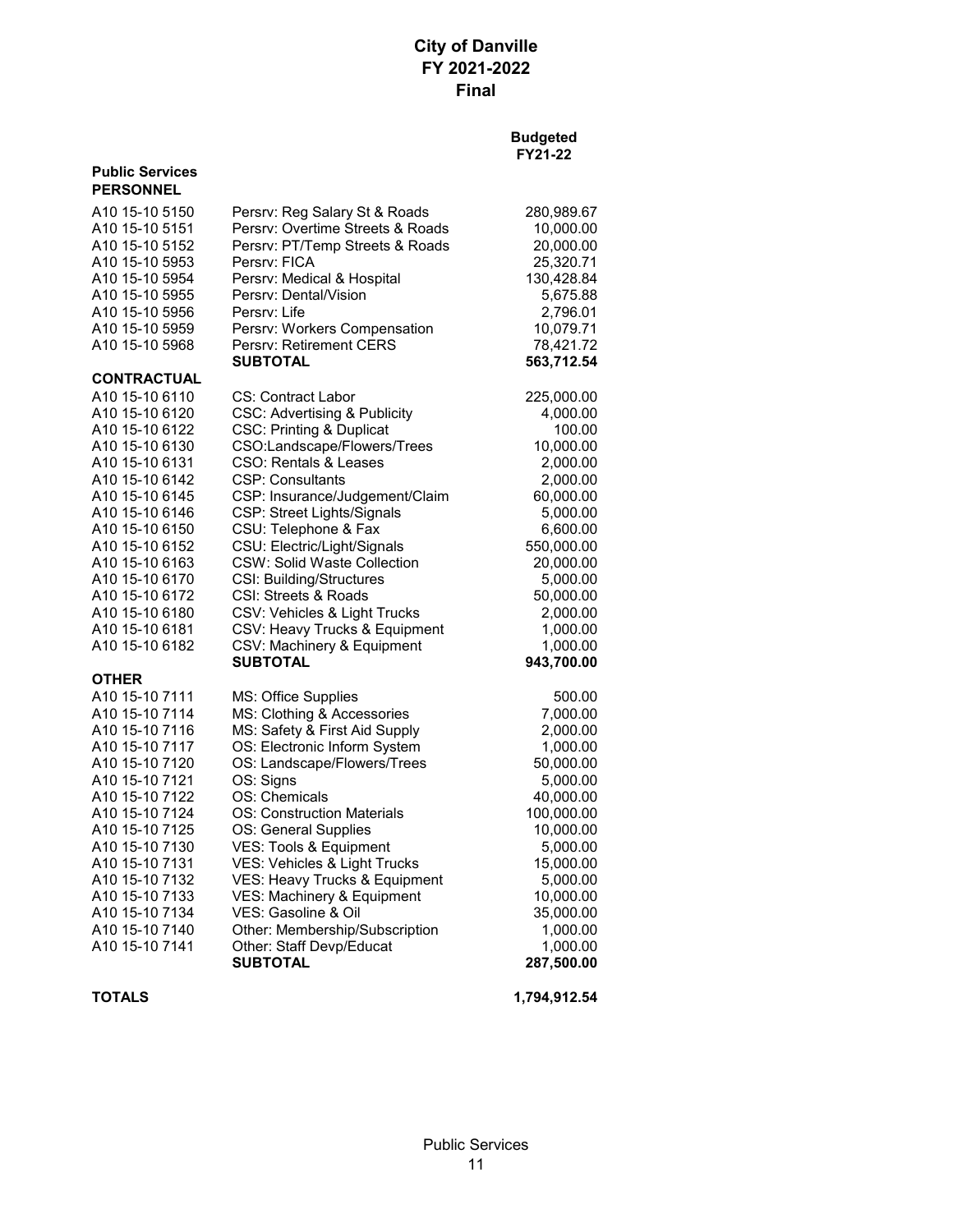# City of Danville
# FY 2021-2022
# Final

| | | Budgeted FY21-22 |
|---|---|---|
| **Public Services** | | |
| **PERSONNEL** | | |
| A10 15-10 5150 | Persrv: Reg Salary St & Roads | 280,989.67 |
| A10 15-10 5151 | Persrv: Overtime Streets & Roads | 10,000.00 |
| A10 15-10 5152 | Persrv: PT/Temp Streets & Roads | 20,000.00 |
| A10 15-10 5953 | Persrv: FICA | 25,320.71 |
| A10 15-10 5954 | Persrv: Medical & Hospital | 130,428.84 |
| A10 15-10 5955 | Persrv: Dental/Vision | 5,675.88 |
| A10 15-10 5956 | Persrv: Life | 2,796.01 |
| A10 15-10 5959 | Persrv: Workers Compensation | 10,079.71 |
| A10 15-10 5968 | Persrv: Retirement CERS | 78,421.72 |
| | **SUBTOTAL** | **563,712.54** |
| **CONTRACTUAL** | | |
| A10 15-10 6110 | CS: Contract Labor | 225,000.00 |
| A10 15-10 6120 | CSC: Advertising & Publicity | 4,000.00 |
| A10 15-10 6122 | CSC: Printing & Duplicat | 100.00 |
| A10 15-10 6130 | CSO:Landscape/Flowers/Trees | 10,000.00 |
| A10 15-10 6131 | CSO: Rentals & Leases | 2,000.00 |
| A10 15-10 6142 | CSP: Consultants | 2,000.00 |
| A10 15-10 6145 | CSP: Insurance/Judgement/Claim | 60,000.00 |
| A10 15-10 6146 | CSP: Street Lights/Signals | 5,000.00 |
| A10 15-10 6150 | CSU: Telephone & Fax | 6,600.00 |
| A10 15-10 6152 | CSU: Electric/Light/Signals | 550,000.00 |
| A10 15-10 6163 | CSW: Solid Waste Collection | 20,000.00 |
| A10 15-10 6170 | CSI: Building/Structures | 5,000.00 |
| A10 15-10 6172 | CSI: Streets & Roads | 50,000.00 |
| A10 15-10 6180 | CSV: Vehicles & Light Trucks | 2,000.00 |
| A10 15-10 6181 | CSV: Heavy Trucks & Equipment | 1,000.00 |
| A10 15-10 6182 | CSV: Machinery & Equipment | 1,000.00 |
| | **SUBTOTAL** | **943,700.00** |
| **OTHER** | | |
| A10 15-10 7111 | MS: Office Supplies | 500.00 |
| A10 15-10 7114 | MS: Clothing & Accessories | 7,000.00 |
| A10 15-10 7116 | MS: Safety & First Aid Supply | 2,000.00 |
| A10 15-10 7117 | OS: Electronic Inform System | 1,000.00 |
| A10 15-10 7120 | OS: Landscape/Flowers/Trees | 50,000.00 |
| A10 15-10 7121 | OS: Signs | 5,000.00 |
| A10 15-10 7122 | OS: Chemicals | 40,000.00 |
| A10 15-10 7124 | OS: Construction Materials | 100,000.00 |
| A10 15-10 7125 | OS: General Supplies | 10,000.00 |
| A10 15-10 7130 | VES: Tools & Equipment | 5,000.00 |
| A10 15-10 7131 | VES: Vehicles & Light Trucks | 15,000.00 |
| A10 15-10 7132 | VES: Heavy Trucks & Equipment | 5,000.00 |
| A10 15-10 7133 | VES: Machinery & Equipment | 10,000.00 |
| A10 15-10 7134 | VES: Gasoline & Oil | 35,000.00 |
| A10 15-10 7140 | Other: Membership/Subscription | 1,000.00 |
| A10 15-10 7141 | Other: Staff Devp/Educat | 1,000.00 |
| | **SUBTOTAL** | **287,500.00** |
| **TOTALS** | | **1,794,912.54** |

Public Services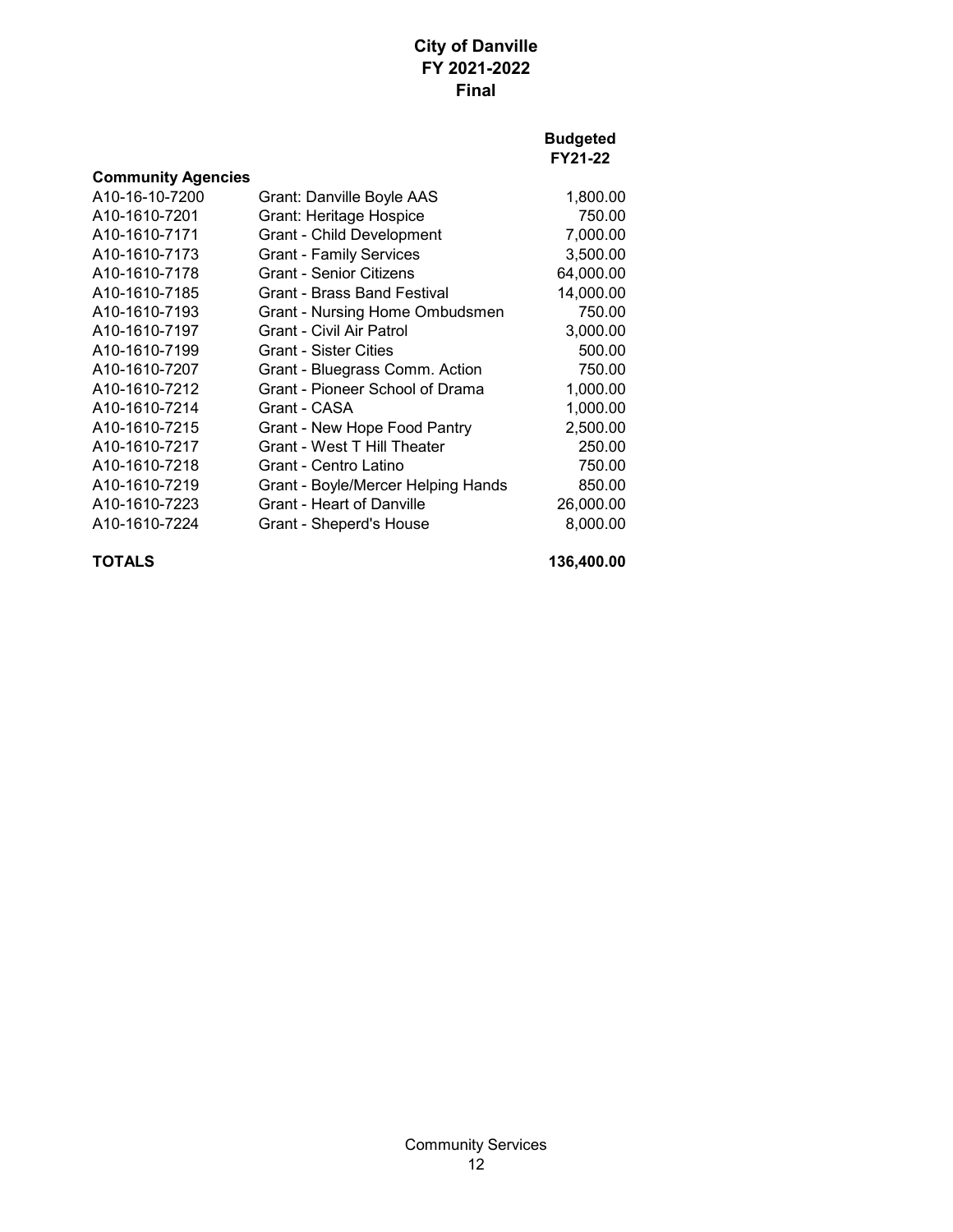# City of Danville
# FY 2021-2022
# Final

| | | Budgeted FY21-22 |
|---|---|---|
| **Community Agencies** | | |
| A10-16-10-7200 | Grant: Danville Boyle AAS | 1,800.00 |
| A10-1610-7201 | Grant: Heritage Hospice | 750.00 |
| A10-1610-7171 | Grant - Child Development | 7,000.00 |
| A10-1610-7173 | Grant - Family Services | 3,500.00 |
| A10-1610-7178 | Grant - Senior Citizens | 64,000.00 |
| A10-1610-7185 | Grant - Brass Band Festival | 14,000.00 |
| A10-1610-7193 | Grant - Nursing Home Ombudsmen | 750.00 |
| A10-1610-7197 | Grant - Civil Air Patrol | 3,000.00 |
| A10-1610-7199 | Grant - Sister Cities | 500.00 |
| A10-1610-7207 | Grant - Bluegrass Comm. Action | 750.00 |
| A10-1610-7212 | Grant - Pioneer School of Drama | 1,000.00 |
| A10-1610-7214 | Grant - CASA | 1,000.00 |
| A10-1610-7215 | Grant - New Hope Food Pantry | 2,500.00 |
| A10-1610-7217 | Grant - West T Hill Theater | 250.00 |
| A10-1610-7218 | Grant - Centro Latino | 750.00 |
| A10-1610-7219 | Grant - Boyle/Mercer Helping Hands | 850.00 |
| A10-1610-7223 | Grant - Heart of Danville | 26,000.00 |
| A10-1610-7224 | Grant - Sheperd's House | 8,000.00 |
| **TOTALS** | | **136,400.00** |

Community Services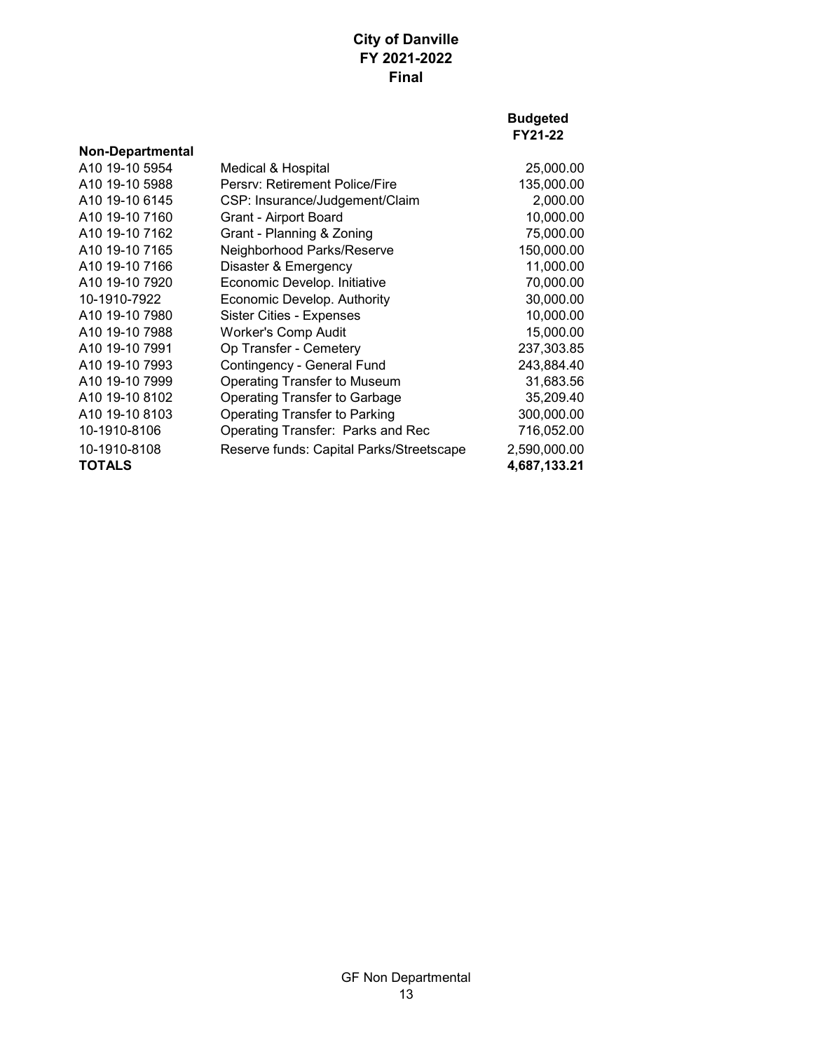# City of Danville
## FY 2021-2022
## Final

| | | Budgeted FY21-22 |
|---|---|---|
| **Non-Departmental** | | |
| A10 19-10 5954 | Medical & Hospital | 25,000.00 |
| A10 19-10 5988 | Persrv: Retirement Police/Fire | 135,000.00 |
| A10 19-10 6145 | CSP: Insurance/Judgement/Claim | 2,000.00 |
| A10 19-10 7160 | Grant - Airport Board | 10,000.00 |
| A10 19-10 7162 | Grant - Planning & Zoning | 75,000.00 |
| A10 19-10 7165 | Neighborhood Parks/Reserve | 150,000.00 |
| A10 19-10 7166 | Disaster & Emergency | 11,000.00 |
| A10 19-10 7920 | Economic Develop. Initiative | 70,000.00 |
| 10-1910-7922 | Economic Develop. Authority | 30,000.00 |
| A10 19-10 7980 | Sister Cities - Expenses | 10,000.00 |
| A10 19-10 7988 | Worker's Comp Audit | 15,000.00 |
| A10 19-10 7991 | Op Transfer - Cemetery | 237,303.85 |
| A10 19-10 7993 | Contingency - General Fund | 243,884.40 |
| A10 19-10 7999 | Operating Transfer to Museum | 31,683.56 |
| A10 19-10 8102 | Operating Transfer to Garbage | 35,209.40 |
| A10 19-10 8103 | Operating Transfer to Parking | 300,000.00 |
| 10-1910-8106 | Operating Transfer: Parks and Rec | 716,052.00 |
| 10-1910-8108 | Reserve funds: Capital Parks/Streetscape | 2,590,000.00 |
| **TOTALS** | | **4,687,133.21** |

GF Non Departmental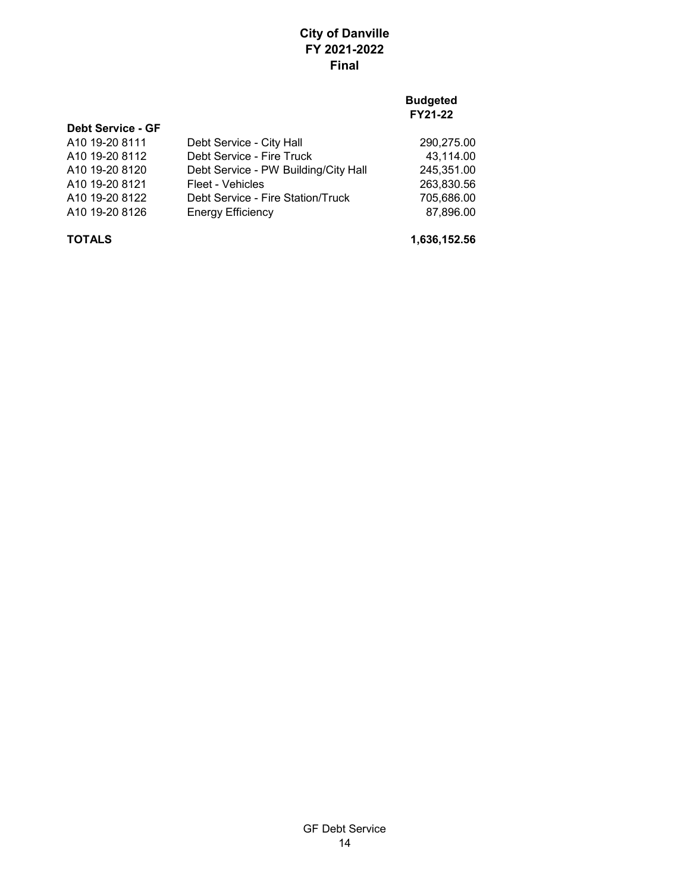# City of Danville
## FY 2021-2022
## Final

| | | Budgeted FY21-22 |
|---|---|---|
| **Debt Service - GF** | | |
| A10 19-20 8111 | Debt Service - City Hall | 290,275.00 |
| A10 19-20 8112 | Debt Service - Fire Truck | 43,114.00 |
| A10 19-20 8120 | Debt Service - PW Building/City Hall | 245,351.00 |
| A10 19-20 8121 | Fleet - Vehicles | 263,830.56 |
| A10 19-20 8122 | Debt Service - Fire Station/Truck | 705,686.00 |
| A10 19-20 8126 | Energy Efficiency | 87,896.00 |
| **TOTALS** | | **1,636,152.56** |

GF Debt Service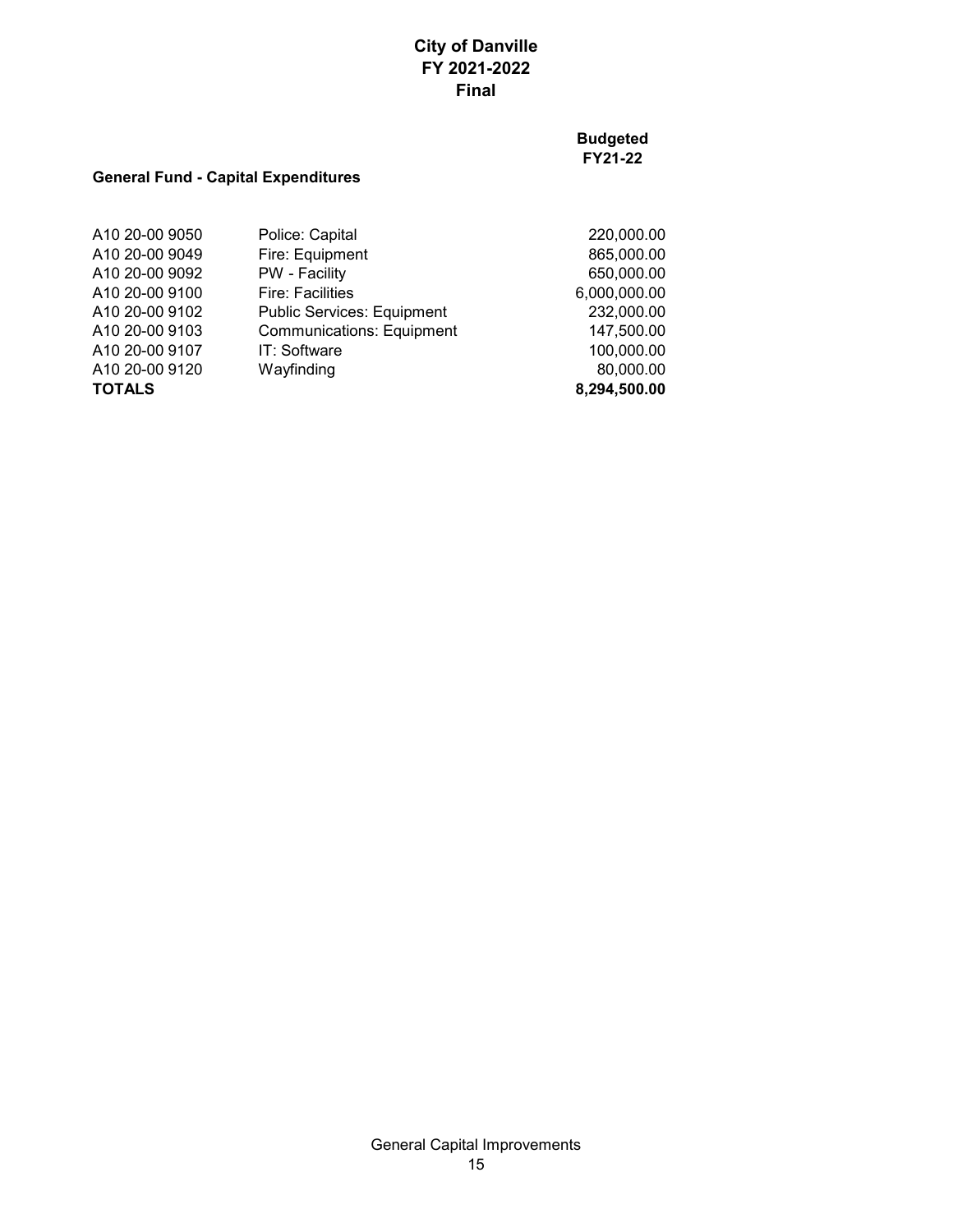# City of Danville
# FY 2021-2022
# Final

## General Fund - Capital Expenditures

| Account | Description | Budgeted FY21-22 |
|---|---|---|
| A10 20-00 9050 | Police: Capital | 220,000.00 |
| A10 20-00 9049 | Fire: Equipment | 865,000.00 |
| A10 20-00 9092 | PW - Facility | 650,000.00 |
| A10 20-00 9100 | Fire: Facilities | 6,000,000.00 |
| A10 20-00 9102 | Public Services: Equipment | 232,000.00 |
| A10 20-00 9103 | Communications: Equipment | 147,500.00 |
| A10 20-00 9107 | IT: Software | 100,000.00 |
| A10 20-00 9120 | Wayfinding | 80,000.00 |
| **TOTALS** | | **8,294,500.00** |

General Capital Improvements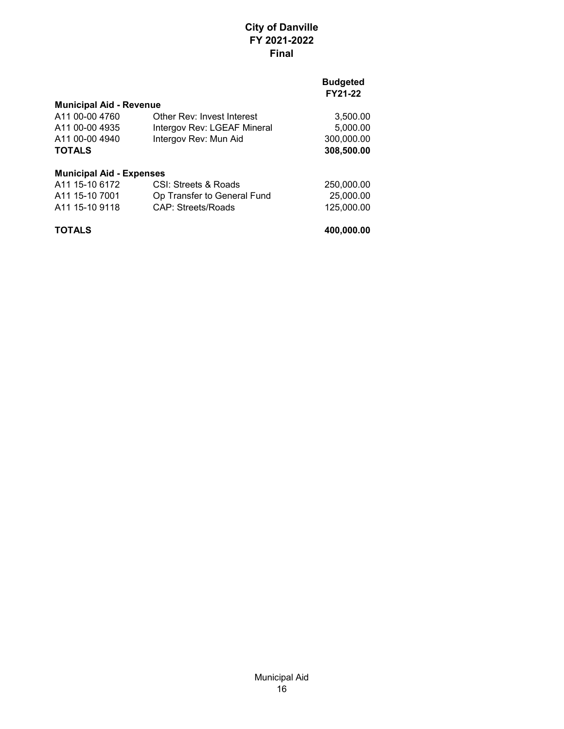# City of Danville
## FY 2021-2022
## Final

| | | Budgeted FY21-22 |
|---|---|---|
| **Municipal Aid - Revenue** | | |
| A11 00-00 4760 | Other Rev: Invest Interest | 3,500.00 |
| A11 00-00 4935 | Intergov Rev: LGEAF Mineral | 5,000.00 |
| A11 00-00 4940 | Intergov Rev: Mun Aid | 300,000.00 |
| **TOTALS** | | **308,500.00** |
| | | |
| **Municipal Aid - Expenses** | | |
| A11 15-10 6172 | CSI: Streets & Roads | 250,000.00 |
| A11 15-10 7001 | Op Transfer to General Fund | 25,000.00 |
| A11 15-10 9118 | CAP: Streets/Roads | 125,000.00 |
| | | |
| **TOTALS** | | **400,000.00** |

Municipal Aid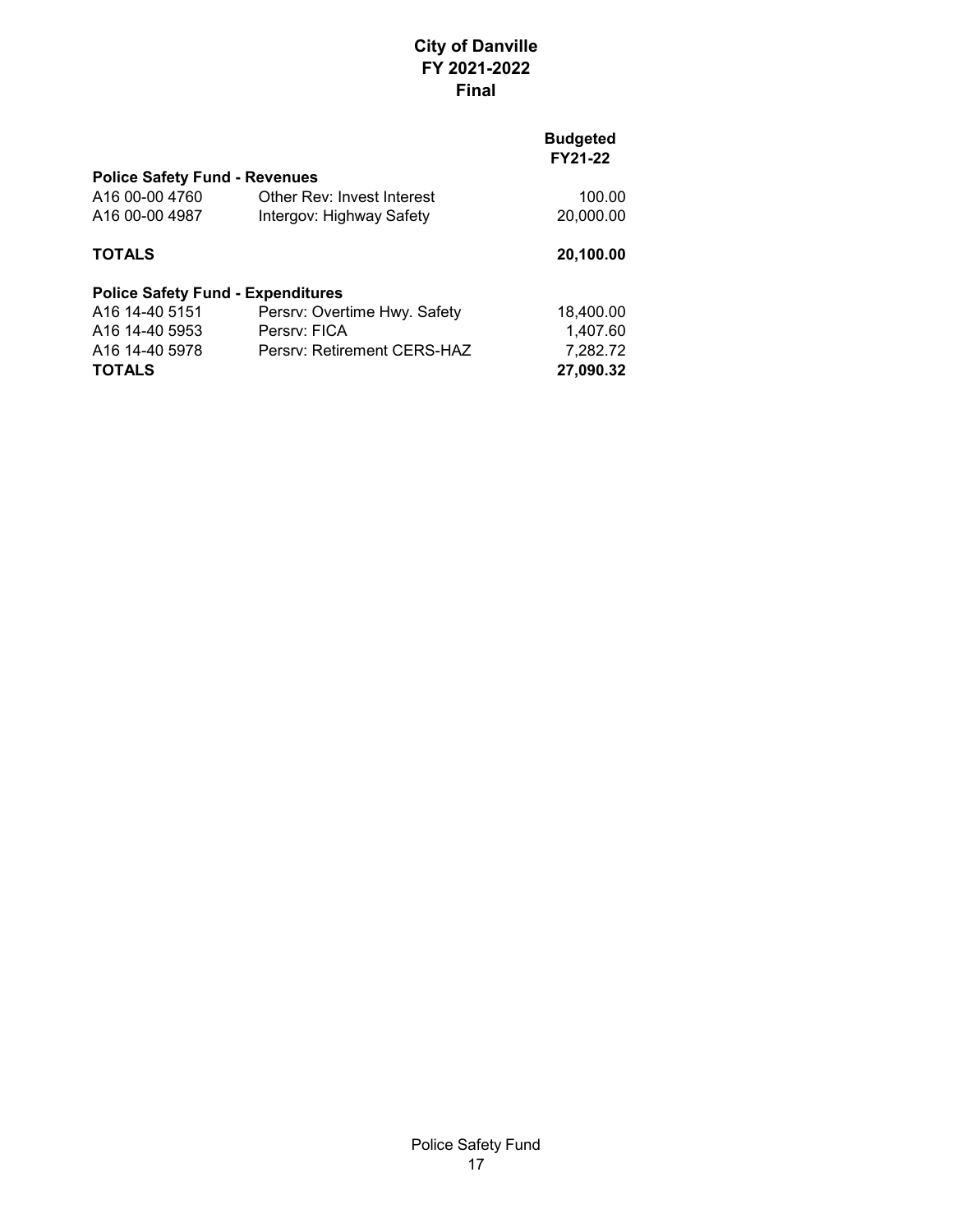# City of Danville
## FY 2021-2022
## Final

| | | Budgeted FY21-22 |
|---|---|---|
| **Police Safety Fund - Revenues** | | |
| A16 00-00 4760 | Other Rev: Invest Interest | 100.00 |
| A16 00-00 4987 | Intergov: Highway Safety | 20,000.00 |
| **TOTALS** | | **20,100.00** |
| **Police Safety Fund - Expenditures** | | |
| A16 14-40 5151 | Persrv: Overtime Hwy. Safety | 18,400.00 |
| A16 14-40 5953 | Persrv: FICA | 1,407.60 |
| A16 14-40 5978 | Persrv: Retirement CERS-HAZ | 7,282.72 |
| **TOTALS** | | **27,090.32** |

Police Safety Fund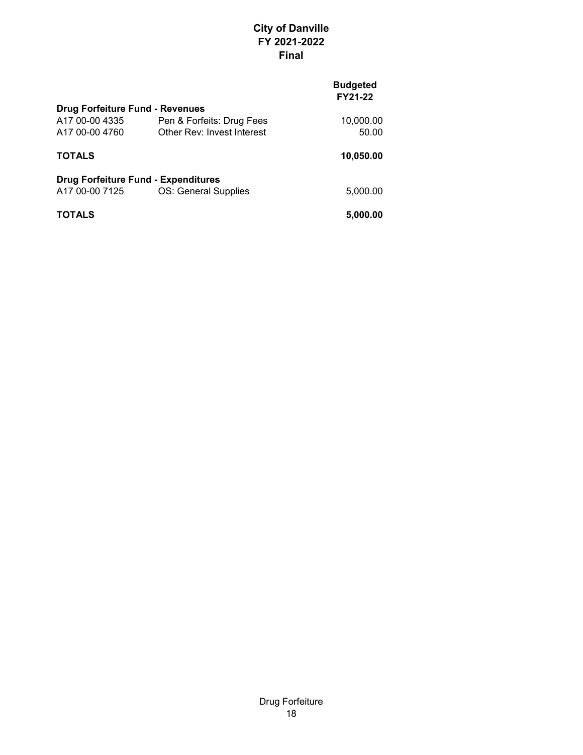# City of Danville
## FY 2021-2022
## Final

| | | Budgeted FY21-22 |
|---|---|---|
| **Drug Forfeiture Fund - Revenues** | | |
| A17 00-00 4335 | Pen & Forfeits: Drug Fees | 10,000.00 |
| A17 00-00 4760 | Other Rev: Invest Interest | 50.00 |
| **TOTALS** | | **10,050.00** |
| **Drug Forfeiture Fund - Expenditures** | | |
| A17 00-00 7125 | OS: General Supplies | 5,000.00 |
| **TOTALS** | | **5,000.00** |

Drug Forfeiture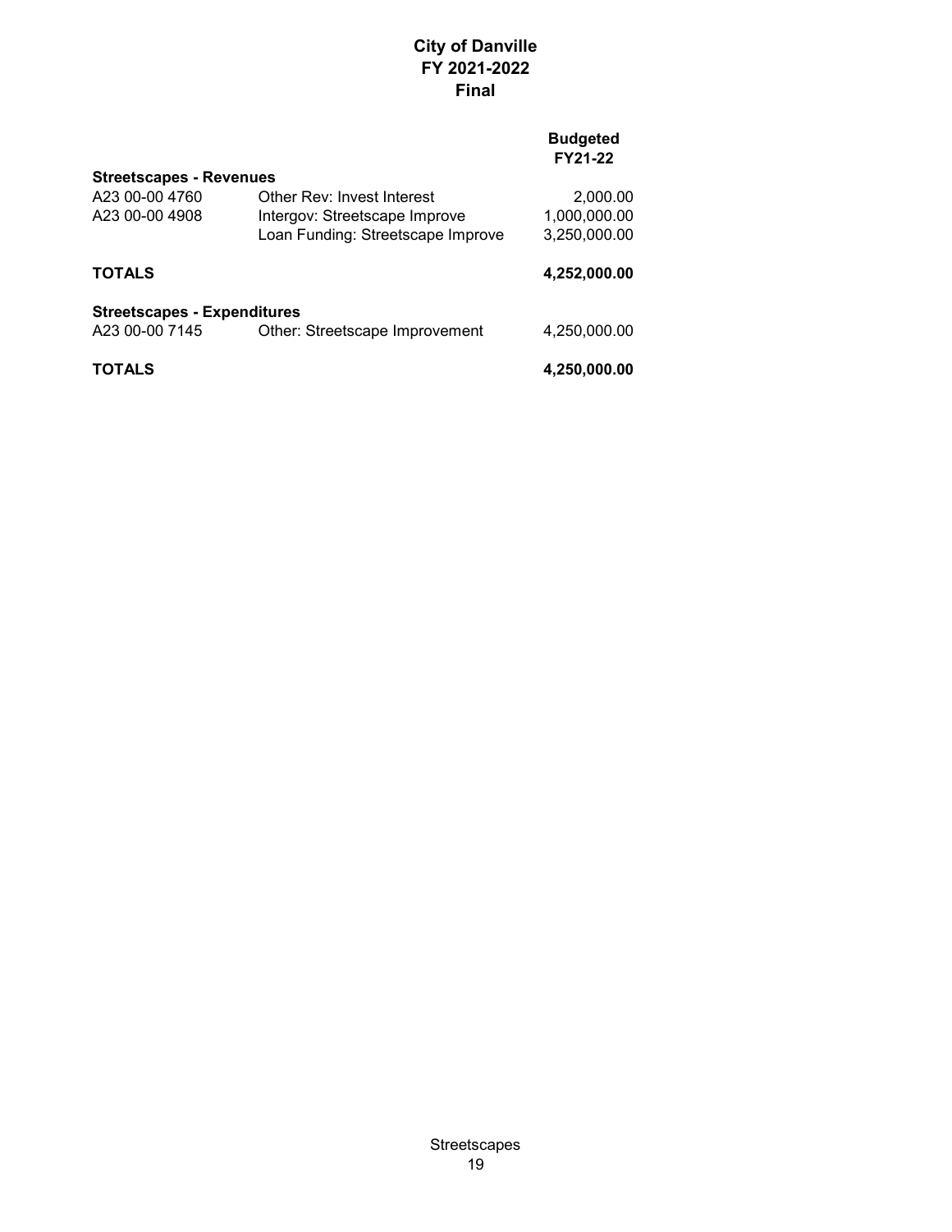# City of Danville
## FY 2021-2022
## Final

| | | Budgeted FY21-22 |
|---|---|---|
| **Streetscapes - Revenues** | | |
| A23 00-00 4760 | Other Rev: Invest Interest | 2,000.00 |
| A23 00-00 4908 | Intergov: Streetscape Improve | 1,000,000.00 |
| | Loan Funding: Streetscape Improve | 3,250,000.00 |
| **TOTALS** | | **4,252,000.00** |
| **Streetscapes - Expenditures** | | |
| A23 00-00 7145 | Other: Streetscape Improvement | 4,250,000.00 |
| **TOTALS** | | **4,250,000.00** |

Streetscapes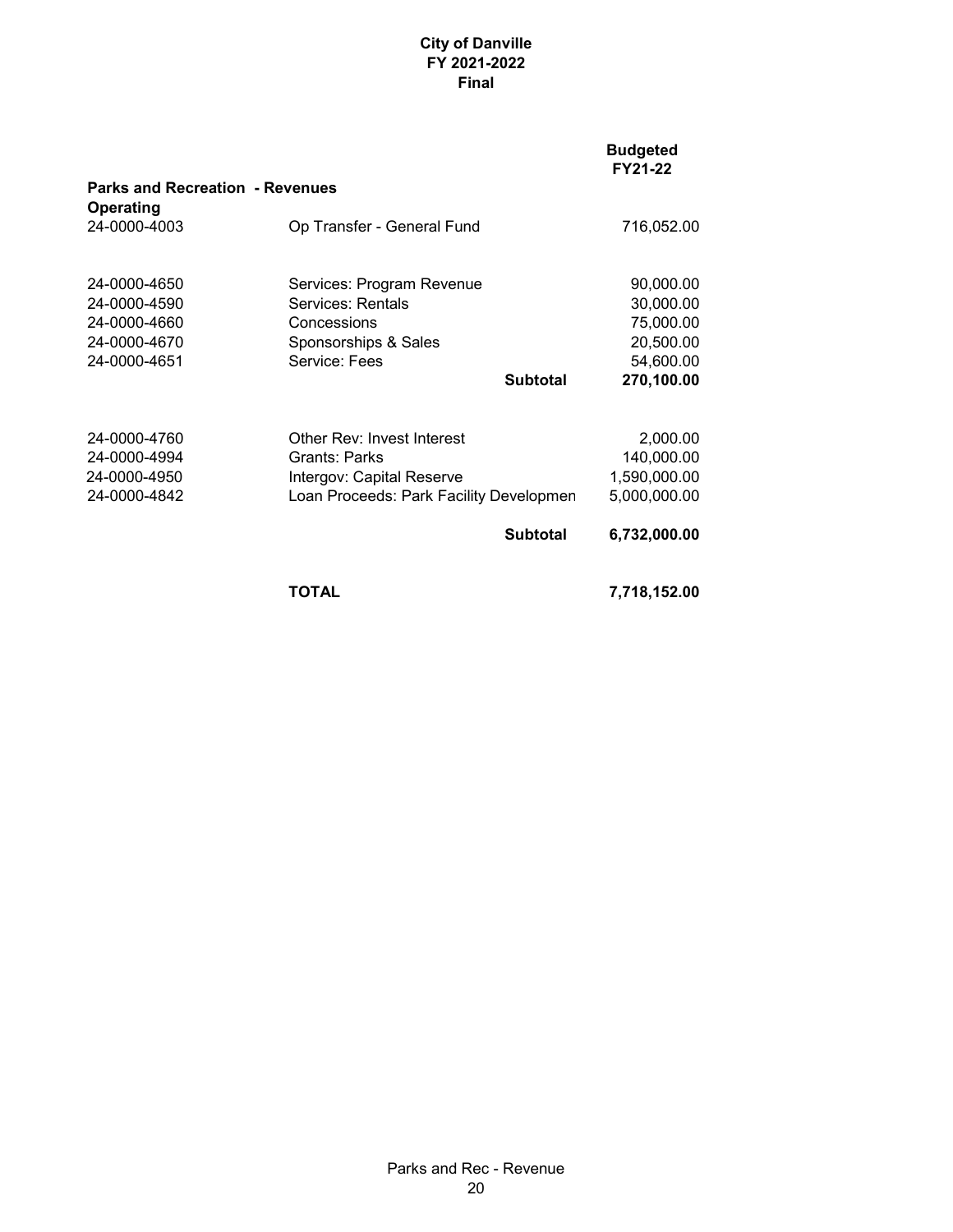**City of Danville**
**FY 2021-2022**
**Final**

| | | Budgeted FY21-22 |
|---|---|---|
| **Parks and Recreation - Revenues** | | |
| **Operating** | | |
| 24-0000-4003 | Op Transfer - General Fund | 716,052.00 |
| | | |
| 24-0000-4650 | Services: Program Revenue | 90,000.00 |
| 24-0000-4590 | Services: Rentals | 30,000.00 |
| 24-0000-4660 | Concessions | 75,000.00 |
| 24-0000-4670 | Sponsorships & Sales | 20,500.00 |
| 24-0000-4651 | Service: Fees | 54,600.00 |
| | **Subtotal** | **270,100.00** |
| | | |
| 24-0000-4760 | Other Rev: Invest Interest | 2,000.00 |
| 24-0000-4994 | Grants: Parks | 140,000.00 |
| 24-0000-4950 | Intergov: Capital Reserve | 1,590,000.00 |
| 24-0000-4842 | Loan Proceeds: Park Facility Developmen | 5,000,000.00 |
| | **Subtotal** | **6,732,000.00** |
| | | |
| | **TOTAL** | **7,718,152.00** |

Parks and Rec - Revenue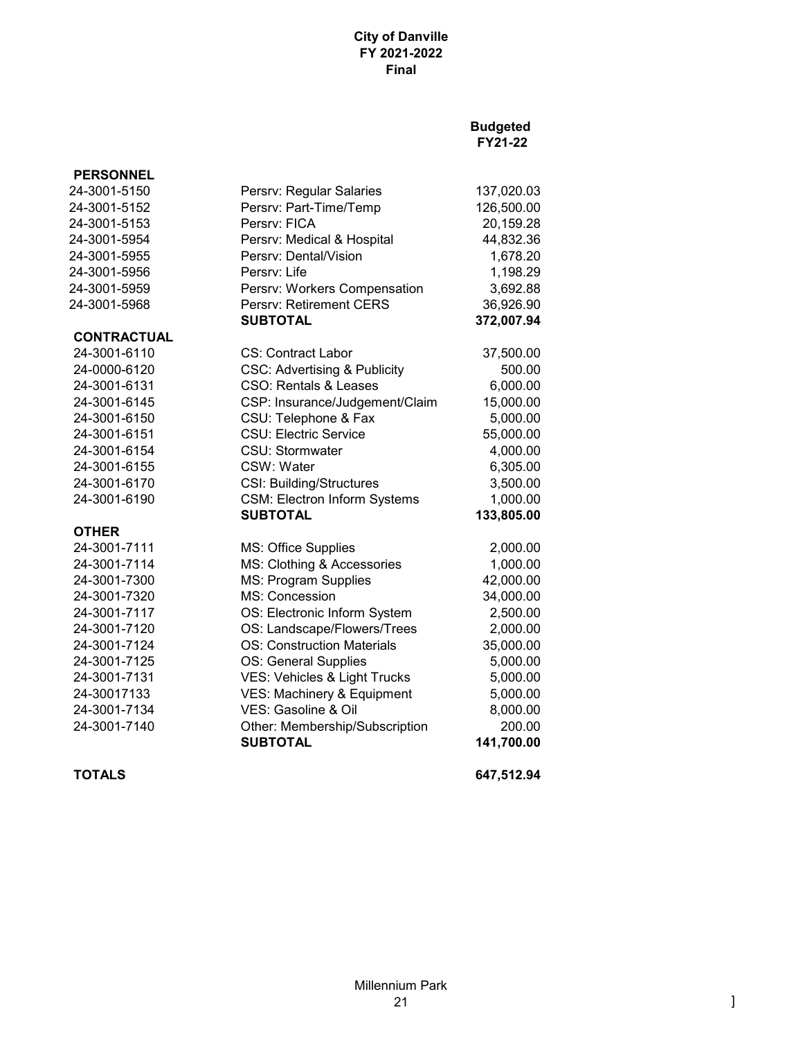**City of Danville**
**FY 2021-2022**
**Final**

| | | Budgeted FY21-22 |
|---|---|---|
| **PERSONNEL** | | |
| 24-3001-5150 | Persrv: Regular Salaries | 137,020.03 |
| 24-3001-5152 | Persrv: Part-Time/Temp | 126,500.00 |
| 24-3001-5153 | Persrv: FICA | 20,159.28 |
| 24-3001-5954 | Persrv: Medical & Hospital | 44,832.36 |
| 24-3001-5955 | Persrv: Dental/Vision | 1,678.20 |
| 24-3001-5956 | Persrv: Life | 1,198.29 |
| 24-3001-5959 | Persrv: Workers Compensation | 3,692.88 |
| 24-3001-5968 | Persrv: Retirement CERS | 36,926.90 |
| | **SUBTOTAL** | **372,007.94** |
| **CONTRACTUAL** | | |
| 24-3001-6110 | CS: Contract Labor | 37,500.00 |
| 24-0000-6120 | CSC: Advertising & Publicity | 500.00 |
| 24-3001-6131 | CSO: Rentals & Leases | 6,000.00 |
| 24-3001-6145 | CSP: Insurance/Judgement/Claim | 15,000.00 |
| 24-3001-6150 | CSU: Telephone & Fax | 5,000.00 |
| 24-3001-6151 | CSU: Electric Service | 55,000.00 |
| 24-3001-6154 | CSU: Stormwater | 4,000.00 |
| 24-3001-6155 | CSW: Water | 6,305.00 |
| 24-3001-6170 | CSI: Building/Structures | 3,500.00 |
| 24-3001-6190 | CSM: Electron Inform Systems | 1,000.00 |
| | **SUBTOTAL** | **133,805.00** |
| **OTHER** | | |
| 24-3001-7111 | MS: Office Supplies | 2,000.00 |
| 24-3001-7114 | MS: Clothing & Accessories | 1,000.00 |
| 24-3001-7300 | MS: Program Supplies | 42,000.00 |
| 24-3001-7320 | MS: Concession | 34,000.00 |
| 24-3001-7117 | OS: Electronic Inform System | 2,500.00 |
| 24-3001-7120 | OS: Landscape/Flowers/Trees | 2,000.00 |
| 24-3001-7124 | OS: Construction Materials | 35,000.00 |
| 24-3001-7125 | OS: General Supplies | 5,000.00 |
| 24-3001-7131 | VES: Vehicles & Light Trucks | 5,000.00 |
| 24-30017133 | VES: Machinery & Equipment | 5,000.00 |
| 24-3001-7134 | VES: Gasoline & Oil | 8,000.00 |
| 24-3001-7140 | Other: Membership/Subscription | 200.00 |
| | **SUBTOTAL** | **141,700.00** |
| **TOTALS** | | **647,512.94** |

Millennium Park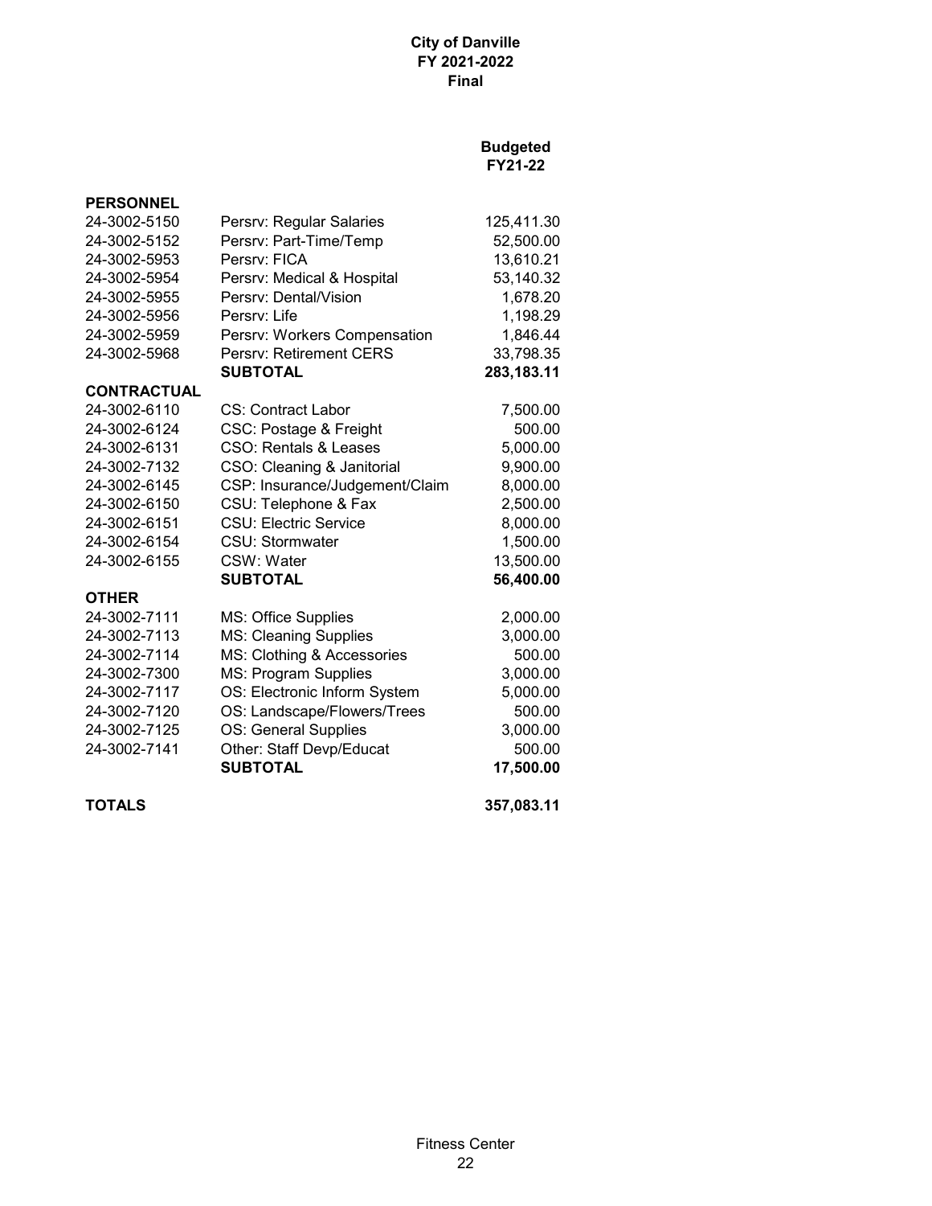**City of Danville**
**FY 2021-2022**
**Final**

| | | Budgeted FY21-22 |
|---|---|---|
| **PERSONNEL** | | |
| 24-3002-5150 | Persrv: Regular Salaries | 125,411.30 |
| 24-3002-5152 | Persrv: Part-Time/Temp | 52,500.00 |
| 24-3002-5953 | Persrv: FICA | 13,610.21 |
| 24-3002-5954 | Persrv: Medical & Hospital | 53,140.32 |
| 24-3002-5955 | Persrv: Dental/Vision | 1,678.20 |
| 24-3002-5956 | Persrv: Life | 1,198.29 |
| 24-3002-5959 | Persrv: Workers Compensation | 1,846.44 |
| 24-3002-5968 | Persrv: Retirement CERS | 33,798.35 |
| | **SUBTOTAL** | **283,183.11** |
| **CONTRACTUAL** | | |
| 24-3002-6110 | CS: Contract Labor | 7,500.00 |
| 24-3002-6124 | CSC: Postage & Freight | 500.00 |
| 24-3002-6131 | CSO: Rentals & Leases | 5,000.00 |
| 24-3002-7132 | CSO: Cleaning & Janitorial | 9,900.00 |
| 24-3002-6145 | CSP: Insurance/Judgement/Claim | 8,000.00 |
| 24-3002-6150 | CSU: Telephone & Fax | 2,500.00 |
| 24-3002-6151 | CSU: Electric Service | 8,000.00 |
| 24-3002-6154 | CSU: Stormwater | 1,500.00 |
| 24-3002-6155 | CSW: Water | 13,500.00 |
| | **SUBTOTAL** | **56,400.00** |
| **OTHER** | | |
| 24-3002-7111 | MS: Office Supplies | 2,000.00 |
| 24-3002-7113 | MS: Cleaning Supplies | 3,000.00 |
| 24-3002-7114 | MS: Clothing & Accessories | 500.00 |
| 24-3002-7300 | MS: Program Supplies | 3,000.00 |
| 24-3002-7117 | OS: Electronic Inform System | 5,000.00 |
| 24-3002-7120 | OS: Landscape/Flowers/Trees | 500.00 |
| 24-3002-7125 | OS: General Supplies | 3,000.00 |
| 24-3002-7141 | Other: Staff Devp/Educat | 500.00 |
| | **SUBTOTAL** | **17,500.00** |
| **TOTALS** | | **357,083.11** |

Fitness Center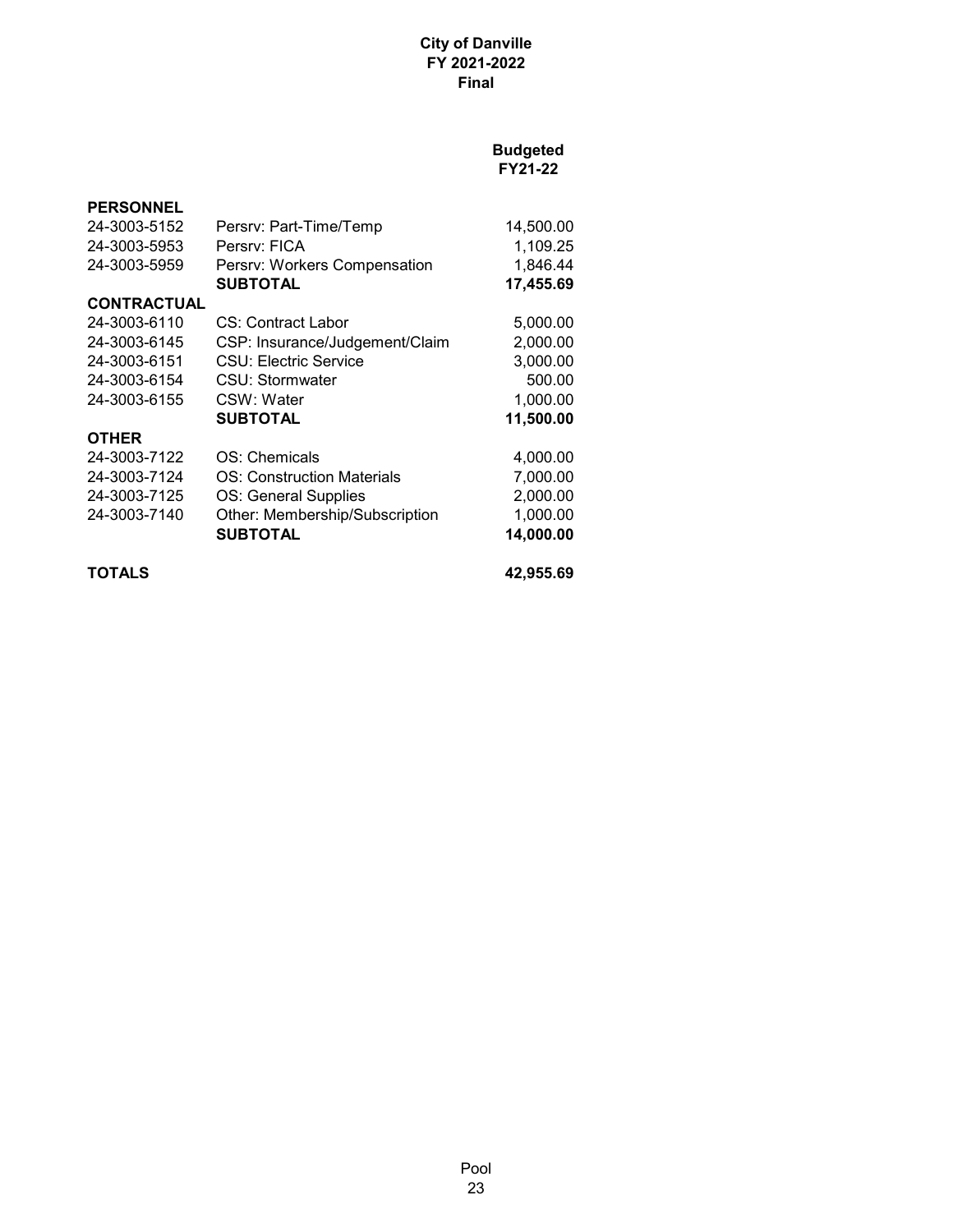**City of Danville**
**FY 2021-2022**
**Final**

| | | Budgeted FY21-22 |
|---|---|---|
| **PERSONNEL** | | |
| 24-3003-5152 | Persrv: Part-Time/Temp | 14,500.00 |
| 24-3003-5953 | Persrv: FICA | 1,109.25 |
| 24-3003-5959 | Persrv: Workers Compensation | 1,846.44 |
| | **SUBTOTAL** | **17,455.69** |
| **CONTRACTUAL** | | |
| 24-3003-6110 | CS: Contract Labor | 5,000.00 |
| 24-3003-6145 | CSP: Insurance/Judgement/Claim | 2,000.00 |
| 24-3003-6151 | CSU: Electric Service | 3,000.00 |
| 24-3003-6154 | CSU: Stormwater | 500.00 |
| 24-3003-6155 | CSW: Water | 1,000.00 |
| | **SUBTOTAL** | **11,500.00** |
| **OTHER** | | |
| 24-3003-7122 | OS: Chemicals | 4,000.00 |
| 24-3003-7124 | OS: Construction Materials | 7,000.00 |
| 24-3003-7125 | OS: General Supplies | 2,000.00 |
| 24-3003-7140 | Other: Membership/Subscription | 1,000.00 |
| | **SUBTOTAL** | **14,000.00** |
| **TOTALS** | | **42,955.69** |

Pool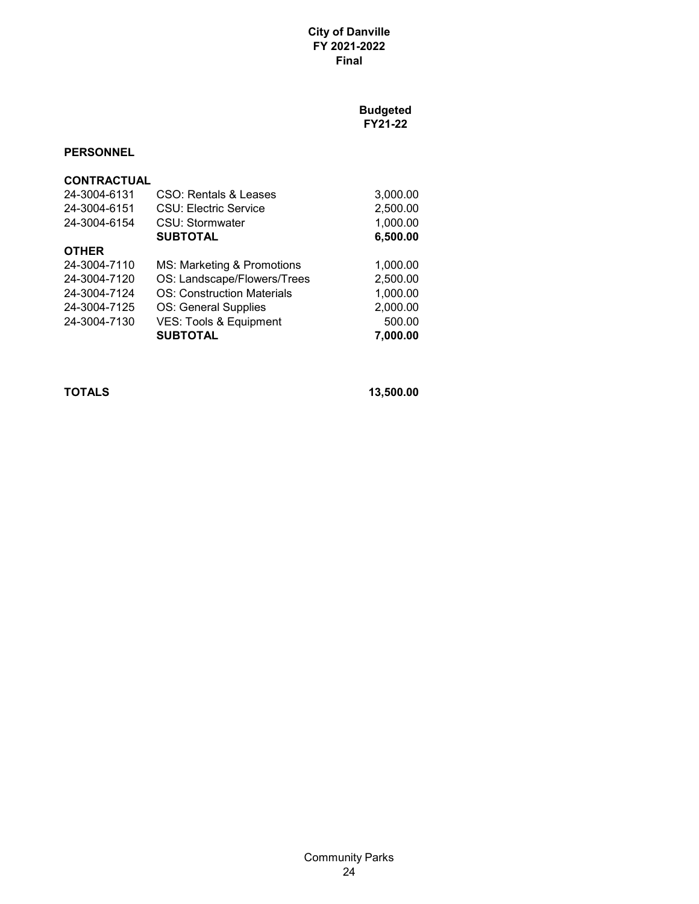**City of Danville**
**FY 2021-2022**
**Final**

| | | Budgeted FY21-22 |
|---|---|---|
| **PERSONNEL** | | |
| **CONTRACTUAL** | | |
| 24-3004-6131 | CSO: Rentals & Leases | 3,000.00 |
| 24-3004-6151 | CSU: Electric Service | 2,500.00 |
| 24-3004-6154 | CSU: Stormwater | 1,000.00 |
| | **SUBTOTAL** | **6,500.00** |
| **OTHER** | | |
| 24-3004-7110 | MS: Marketing & Promotions | 1,000.00 |
| 24-3004-7120 | OS: Landscape/Flowers/Trees | 2,500.00 |
| 24-3004-7124 | OS: Construction Materials | 1,000.00 |
| 24-3004-7125 | OS: General Supplies | 2,000.00 |
| 24-3004-7130 | VES: Tools & Equipment | 500.00 |
| | **SUBTOTAL** | **7,000.00** |
| **TOTALS** | | **13,500.00** |

Community Parks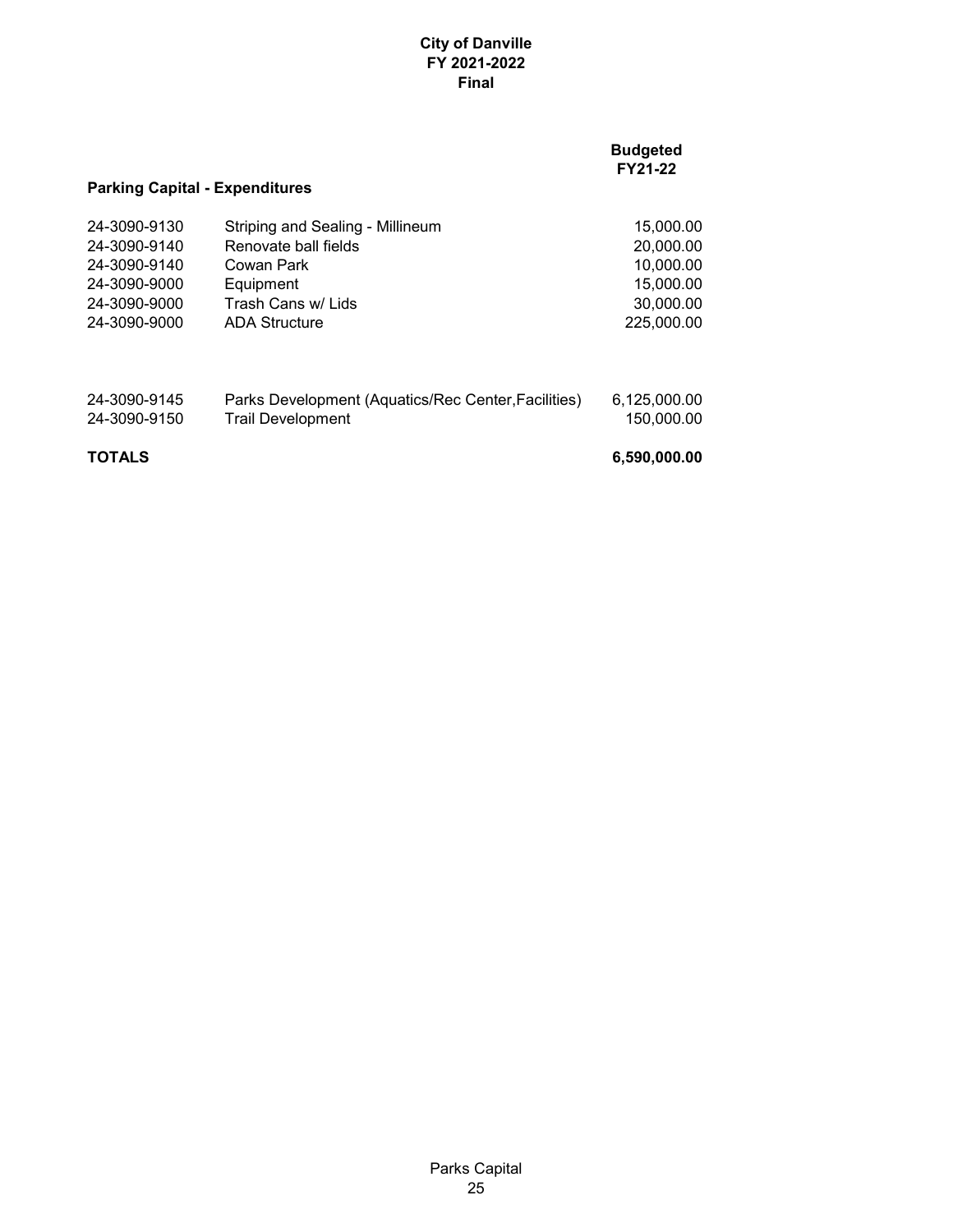**City of Danville**
**FY 2021-2022**
**Final**

| **Parking Capital - Expenditures** | | **Budgeted FY21-22** |
|---|---|---|
| 24-3090-9130 | Striping and Sealing - Millineum | 15,000.00 |
| 24-3090-9140 | Renovate ball fields | 20,000.00 |
| 24-3090-9140 | Cowan Park | 10,000.00 |
| 24-3090-9000 | Equipment | 15,000.00 |
| 24-3090-9000 | Trash Cans w/ Lids | 30,000.00 |
| 24-3090-9000 | ADA Structure | 225,000.00 |
| | | |
| 24-3090-9145 | Parks Development (Aquatics/Rec Center,Facilities) | 6,125,000.00 |
| 24-3090-9150 | Trail Development | 150,000.00 |
| **TOTALS** | | **6,590,000.00** |

Parks Capital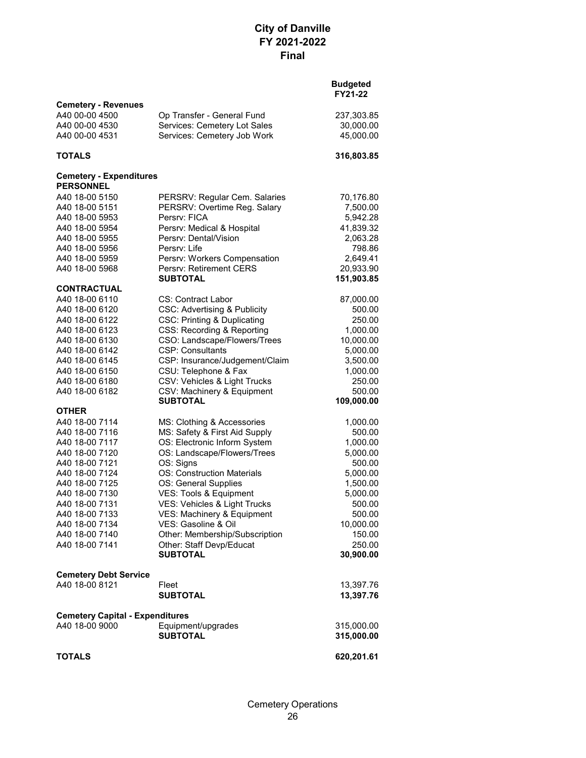# City of Danville
# FY 2021-2022
# Final

| | | Budgeted FY21-22 |
|---|---|---|
| **Cemetery - Revenues** | | |
| A40 00-00 4500 | Op Transfer - General Fund | 237,303.85 |
| A40 00-00 4530 | Services: Cemetery Lot Sales | 30,000.00 |
| A40 00-00 4531 | Services: Cemetery Job Work | 45,000.00 |
| **TOTALS** | | **316,803.85** |
| **Cemetery - Expenditures** | | |
| **PERSONNEL** | | |
| A40 18-00 5150 | PERSRV: Regular Cem. Salaries | 70,176.80 |
| A40 18-00 5151 | PERSRV: Overtime Reg. Salary | 7,500.00 |
| A40 18-00 5953 | Persrv: FICA | 5,942.28 |
| A40 18-00 5954 | Persrv: Medical & Hospital | 41,839.32 |
| A40 18-00 5955 | Persrv: Dental/Vision | 2,063.28 |
| A40 18-00 5956 | Persrv: Life | 798.86 |
| A40 18-00 5959 | Persrv: Workers Compensation | 2,649.41 |
| A40 18-00 5968 | Persrv: Retirement CERS | 20,933.90 |
| | **SUBTOTAL** | **151,903.85** |
| **CONTRACTUAL** | | |
| A40 18-00 6110 | CS: Contract Labor | 87,000.00 |
| A40 18-00 6120 | CSC: Advertising & Publicity | 500.00 |
| A40 18-00 6122 | CSC: Printing & Duplicating | 250.00 |
| A40 18-00 6123 | CSS: Recording & Reporting | 1,000.00 |
| A40 18-00 6130 | CSO: Landscape/Flowers/Trees | 10,000.00 |
| A40 18-00 6142 | CSP: Consultants | 5,000.00 |
| A40 18-00 6145 | CSP: Insurance/Judgement/Claim | 3,500.00 |
| A40 18-00 6150 | CSU: Telephone & Fax | 1,000.00 |
| A40 18-00 6180 | CSV: Vehicles & Light Trucks | 250.00 |
| A40 18-00 6182 | CSV: Machinery & Equipment | 500.00 |
| | **SUBTOTAL** | **109,000.00** |
| **OTHER** | | |
| A40 18-00 7114 | MS: Clothing & Accessories | 1,000.00 |
| A40 18-00 7116 | MS: Safety & First Aid Supply | 500.00 |
| A40 18-00 7117 | OS: Electronic Inform System | 1,000.00 |
| A40 18-00 7120 | OS: Landscape/Flowers/Trees | 5,000.00 |
| A40 18-00 7121 | OS: Signs | 500.00 |
| A40 18-00 7124 | OS: Construction Materials | 5,000.00 |
| A40 18-00 7125 | OS: General Supplies | 1,500.00 |
| A40 18-00 7130 | VES: Tools & Equipment | 5,000.00 |
| A40 18-00 7131 | VES: Vehicles & Light Trucks | 500.00 |
| A40 18-00 7133 | VES: Machinery & Equipment | 500.00 |
| A40 18-00 7134 | VES: Gasoline & Oil | 10,000.00 |
| A40 18-00 7140 | Other: Membership/Subscription | 150.00 |
| A40 18-00 7141 | Other: Staff Devp/Educat | 250.00 |
| | **SUBTOTAL** | **30,900.00** |
| **Cemetery Debt Service** | | |
| A40 18-00 8121 | Fleet | 13,397.76 |
| | **SUBTOTAL** | **13,397.76** |
| **Cemetery Capital - Expenditures** | | |
| A40 18-00 9000 | Equipment/upgrades | 315,000.00 |
| | **SUBTOTAL** | **315,000.00** |
| **TOTALS** | | **620,201.61** |

Cemetery Operations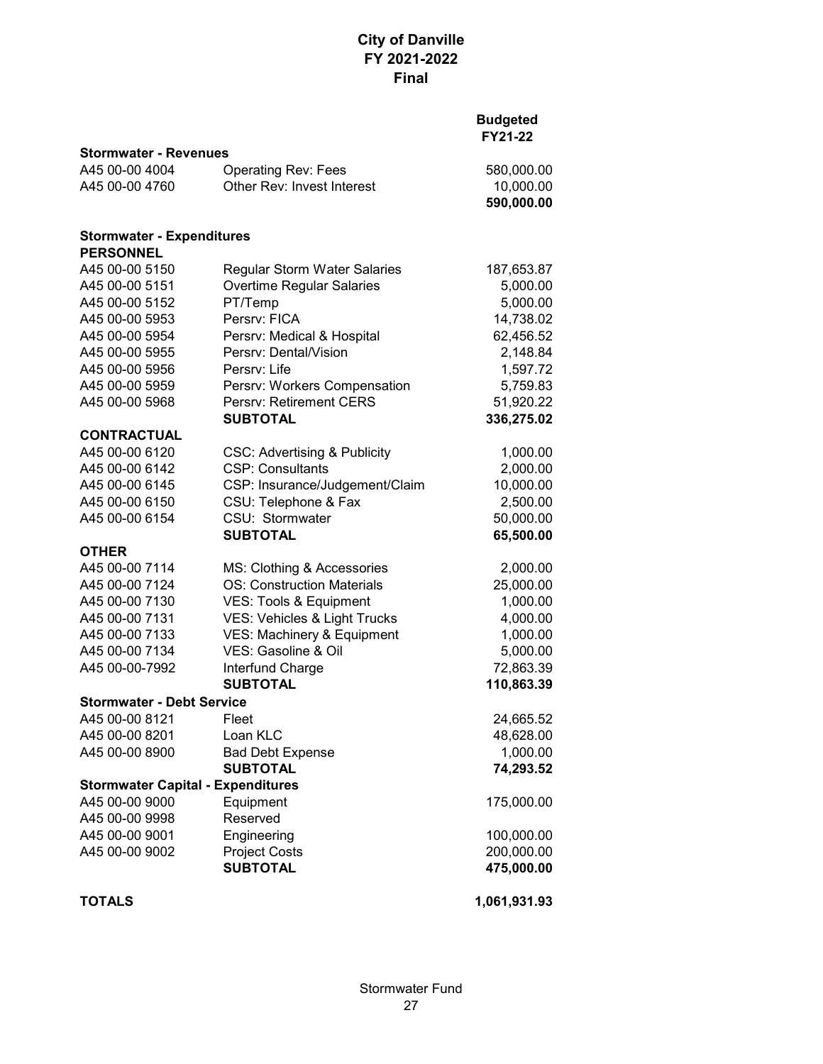# City of Danville
## FY 2021-2022
## Final

| | | Budgeted FY21-22 |
|---|---|---|
| **Stormwater - Revenues** | | |
| A45 00-00 4004 | Operating Rev: Fees | 580,000.00 |
| A45 00-00 4760 | Other Rev: Invest Interest | 10,000.00 |
| | | **590,000.00** |
| **Stormwater - Expenditures** | | |
| **PERSONNEL** | | |
| A45 00-00 5150 | Regular Storm Water Salaries | 187,653.87 |
| A45 00-00 5151 | Overtime Regular Salaries | 5,000.00 |
| A45 00-00 5152 | PT/Temp | 5,000.00 |
| A45 00-00 5953 | Persrv: FICA | 14,738.02 |
| A45 00-00 5954 | Persrv: Medical & Hospital | 62,456.52 |
| A45 00-00 5955 | Persrv: Dental/Vision | 2,148.84 |
| A45 00-00 5956 | Persrv: Life | 1,597.72 |
| A45 00-00 5959 | Persrv: Workers Compensation | 5,759.83 |
| A45 00-00 5968 | Persrv: Retirement CERS | 51,920.22 |
| | **SUBTOTAL** | **336,275.02** |
| **CONTRACTUAL** | | |
| A45 00-00 6120 | CSC: Advertising & Publicity | 1,000.00 |
| A45 00-00 6142 | CSP: Consultants | 2,000.00 |
| A45 00-00 6145 | CSP: Insurance/Judgement/Claim | 10,000.00 |
| A45 00-00 6150 | CSU: Telephone & Fax | 2,500.00 |
| A45 00-00 6154 | CSU: Stormwater | 50,000.00 |
| | **SUBTOTAL** | **65,500.00** |
| **OTHER** | | |
| A45 00-00 7114 | MS: Clothing & Accessories | 2,000.00 |
| A45 00-00 7124 | OS: Construction Materials | 25,000.00 |
| A45 00-00 7130 | VES: Tools & Equipment | 1,000.00 |
| A45 00-00 7131 | VES: Vehicles & Light Trucks | 4,000.00 |
| A45 00-00 7133 | VES: Machinery & Equipment | 1,000.00 |
| A45 00-00 7134 | VES: Gasoline & Oil | 5,000.00 |
| A45 00-00-7992 | Interfund Charge | 72,863.39 |
| | **SUBTOTAL** | **110,863.39** |
| **Stormwater - Debt Service** | | |
| A45 00-00 8121 | Fleet | 24,665.52 |
| A45 00-00 8201 | Loan KLC | 48,628.00 |
| A45 00-00 8900 | Bad Debt Expense | 1,000.00 |
| | **SUBTOTAL** | **74,293.52** |
| **Stormwater Capital - Expenditures** | | |
| A45 00-00 9000 | Equipment | 175,000.00 |
| A45 00-00 9998 | Reserved | |
| A45 00-00 9001 | Engineering | 100,000.00 |
| A45 00-00 9002 | Project Costs | 200,000.00 |
| | **SUBTOTAL** | **475,000.00** |
| **TOTALS** | | **1,061,931.93** |

Stormwater Fund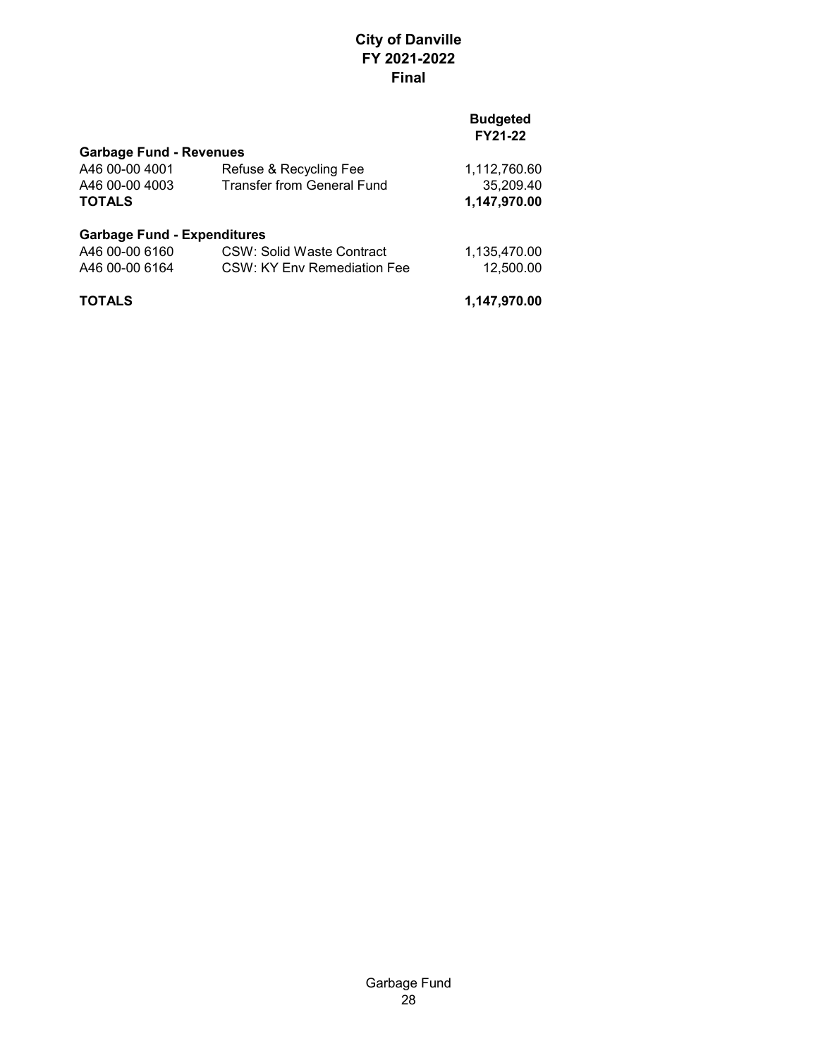# City of Danville
# FY 2021-2022
# Final

| | | Budgeted FY21-22 |
|---|---|---|
| **Garbage Fund - Revenues** | | |
| A46 00-00 4001 | Refuse & Recycling Fee | 1,112,760.60 |
| A46 00-00 4003 | Transfer from General Fund | 35,209.40 |
| **TOTALS** | | **1,147,970.00** |
| | | |
| **Garbage Fund - Expenditures** | | |
| A46 00-00 6160 | CSW: Solid Waste Contract | 1,135,470.00 |
| A46 00-00 6164 | CSW: KY Env Remediation Fee | 12,500.00 |
| | | |
| **TOTALS** | | **1,147,970.00** |

Garbage Fund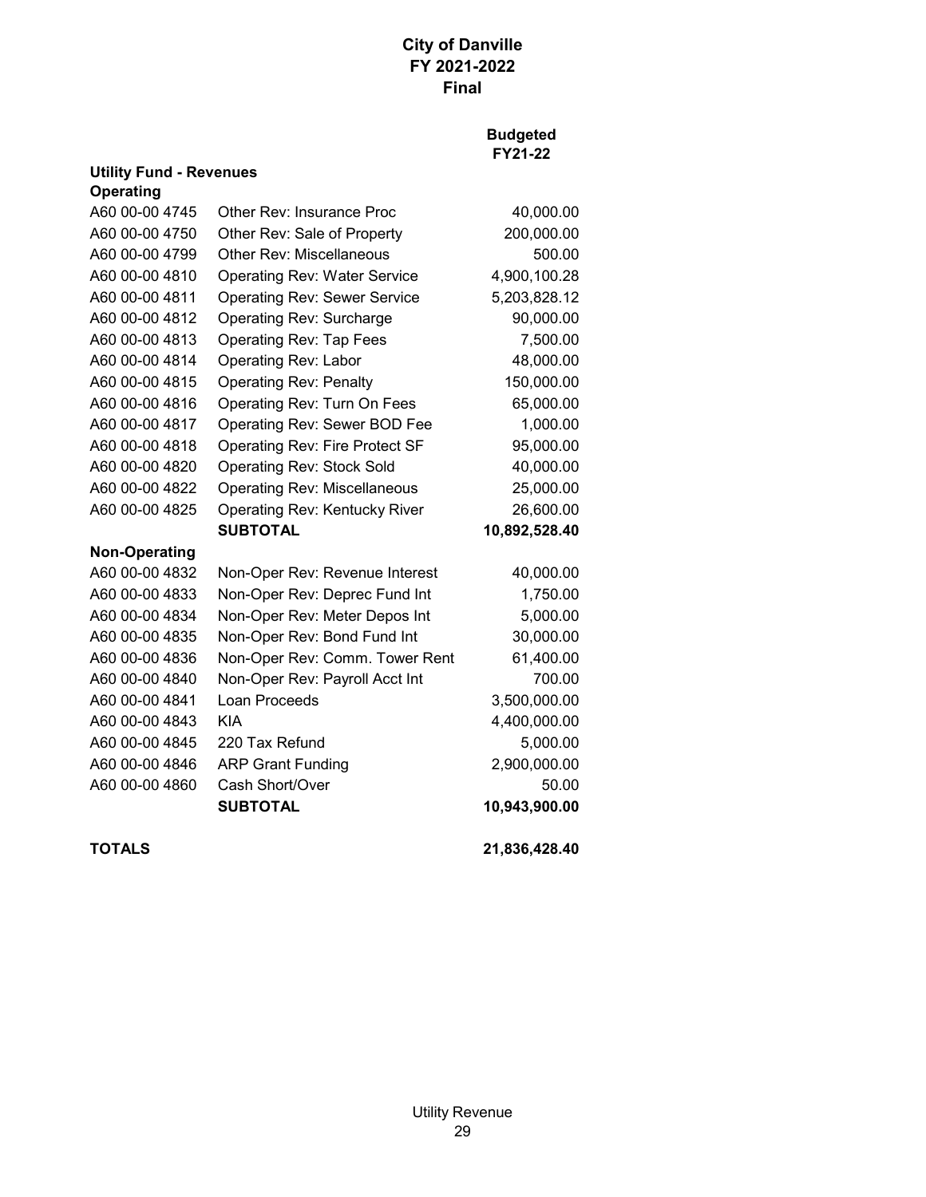# City of Danville
# FY 2021-2022
# Final

| | | Budgeted FY21-22 |
|---|---|---|
| **Utility Fund - Revenues** | | |
| **Operating** | | |
| A60 00-00 4745 | Other Rev: Insurance Proc | 40,000.00 |
| A60 00-00 4750 | Other Rev: Sale of Property | 200,000.00 |
| A60 00-00 4799 | Other Rev: Miscellaneous | 500.00 |
| A60 00-00 4810 | Operating Rev: Water Service | 4,900,100.28 |
| A60 00-00 4811 | Operating Rev: Sewer Service | 5,203,828.12 |
| A60 00-00 4812 | Operating Rev: Surcharge | 90,000.00 |
| A60 00-00 4813 | Operating Rev: Tap Fees | 7,500.00 |
| A60 00-00 4814 | Operating Rev: Labor | 48,000.00 |
| A60 00-00 4815 | Operating Rev: Penalty | 150,000.00 |
| A60 00-00 4816 | Operating Rev: Turn On Fees | 65,000.00 |
| A60 00-00 4817 | Operating Rev: Sewer BOD Fee | 1,000.00 |
| A60 00-00 4818 | Operating Rev: Fire Protect SF | 95,000.00 |
| A60 00-00 4820 | Operating Rev: Stock Sold | 40,000.00 |
| A60 00-00 4822 | Operating Rev: Miscellaneous | 25,000.00 |
| A60 00-00 4825 | Operating Rev: Kentucky River | 26,600.00 |
| | **SUBTOTAL** | **10,892,528.40** |
| **Non-Operating** | | |
| A60 00-00 4832 | Non-Oper Rev: Revenue Interest | 40,000.00 |
| A60 00-00 4833 | Non-Oper Rev: Deprec Fund Int | 1,750.00 |
| A60 00-00 4834 | Non-Oper Rev: Meter Depos Int | 5,000.00 |
| A60 00-00 4835 | Non-Oper Rev: Bond Fund Int | 30,000.00 |
| A60 00-00 4836 | Non-Oper Rev: Comm. Tower Rent | 61,400.00 |
| A60 00-00 4840 | Non-Oper Rev: Payroll Acct Int | 700.00 |
| A60 00-00 4841 | Loan Proceeds | 3,500,000.00 |
| A60 00-00 4843 | KIA | 4,400,000.00 |
| A60 00-00 4845 | 220 Tax Refund | 5,000.00 |
| A60 00-00 4846 | ARP Grant Funding | 2,900,000.00 |
| A60 00-00 4860 | Cash Short/Over | 50.00 |
| | **SUBTOTAL** | **10,943,900.00** |
| **TOTALS** | | **21,836,428.40** |

Utility Revenue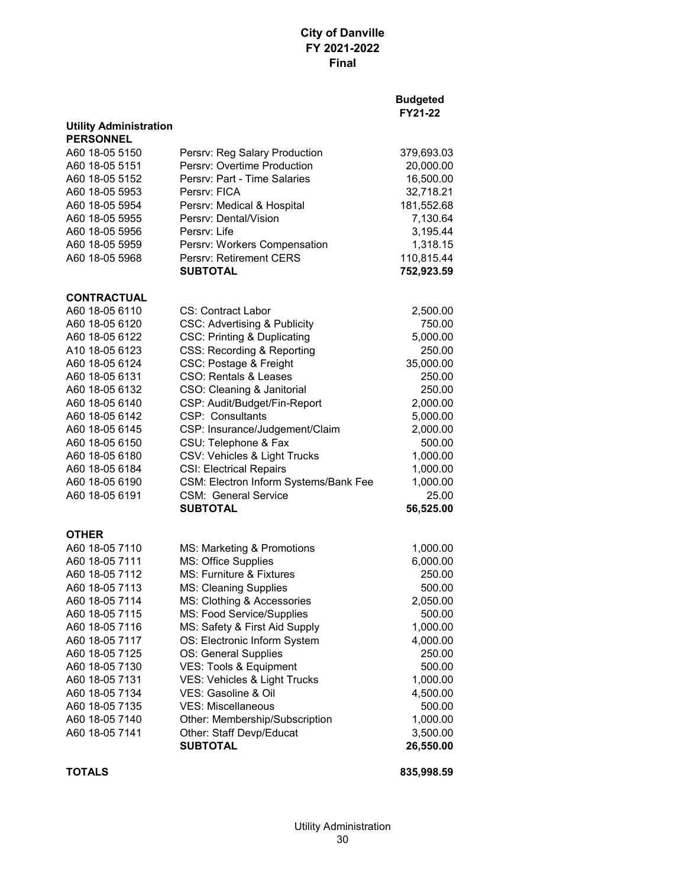# City of Danville
## FY 2021-2022
## Final

| | | Budgeted FY21-22 |
|---|---|---|
| **Utility Administration** | | |
| **PERSONNEL** | | |
| A60 18-05 5150 | Persrv: Reg Salary Production | 379,693.03 |
| A60 18-05 5151 | Persrv: Overtime Production | 20,000.00 |
| A60 18-05 5152 | Persrv: Part - Time Salaries | 16,500.00 |
| A60 18-05 5953 | Persrv: FICA | 32,718.21 |
| A60 18-05 5954 | Persrv: Medical & Hospital | 181,552.68 |
| A60 18-05 5955 | Persrv: Dental/Vision | 7,130.64 |
| A60 18-05 5956 | Persrv: Life | 3,195.44 |
| A60 18-05 5959 | Persrv: Workers Compensation | 1,318.15 |
| A60 18-05 5968 | Persrv: Retirement CERS | 110,815.44 |
| | **SUBTOTAL** | **752,923.59** |
| **CONTRACTUAL** | | |
| A60 18-05 6110 | CS: Contract Labor | 2,500.00 |
| A60 18-05 6120 | CSC: Advertising & Publicity | 750.00 |
| A60 18-05 6122 | CSC: Printing & Duplicating | 5,000.00 |
| A10 18-05 6123 | CSS: Recording & Reporting | 250.00 |
| A60 18-05 6124 | CSC: Postage & Freight | 35,000.00 |
| A60 18-05 6131 | CSO: Rentals & Leases | 250.00 |
| A60 18-05 6132 | CSO: Cleaning & Janitorial | 250.00 |
| A60 18-05 6140 | CSP: Audit/Budget/Fin-Report | 2,000.00 |
| A60 18-05 6142 | CSP: Consultants | 5,000.00 |
| A60 18-05 6145 | CSP: Insurance/Judgement/Claim | 2,000.00 |
| A60 18-05 6150 | CSU: Telephone & Fax | 500.00 |
| A60 18-05 6180 | CSV: Vehicles & Light Trucks | 1,000.00 |
| A60 18-05 6184 | CSI: Electrical Repairs | 1,000.00 |
| A60 18-05 6190 | CSM: Electron Inform Systems/Bank Fee | 1,000.00 |
| A60 18-05 6191 | CSM: General Service | 25.00 |
| | **SUBTOTAL** | **56,525.00** |
| **OTHER** | | |
| A60 18-05 7110 | MS: Marketing & Promotions | 1,000.00 |
| A60 18-05 7111 | MS: Office Supplies | 6,000.00 |
| A60 18-05 7112 | MS: Furniture & Fixtures | 250.00 |
| A60 18-05 7113 | MS: Cleaning Supplies | 500.00 |
| A60 18-05 7114 | MS: Clothing & Accessories | 2,050.00 |
| A60 18-05 7115 | MS: Food Service/Supplies | 500.00 |
| A60 18-05 7116 | MS: Safety & First Aid Supply | 1,000.00 |
| A60 18-05 7117 | OS: Electronic Inform System | 4,000.00 |
| A60 18-05 7125 | OS: General Supplies | 250.00 |
| A60 18-05 7130 | VES: Tools & Equipment | 500.00 |
| A60 18-05 7131 | VES: Vehicles & Light Trucks | 1,000.00 |
| A60 18-05 7134 | VES: Gasoline & Oil | 4,500.00 |
| A60 18-05 7135 | VES: Miscellaneous | 500.00 |
| A60 18-05 7140 | Other: Membership/Subscription | 1,000.00 |
| A60 18-05 7141 | Other: Staff Devp/Educat | 3,500.00 |
| | **SUBTOTAL** | **26,550.00** |
| **TOTALS** | | **835,998.59** |

Utility Administration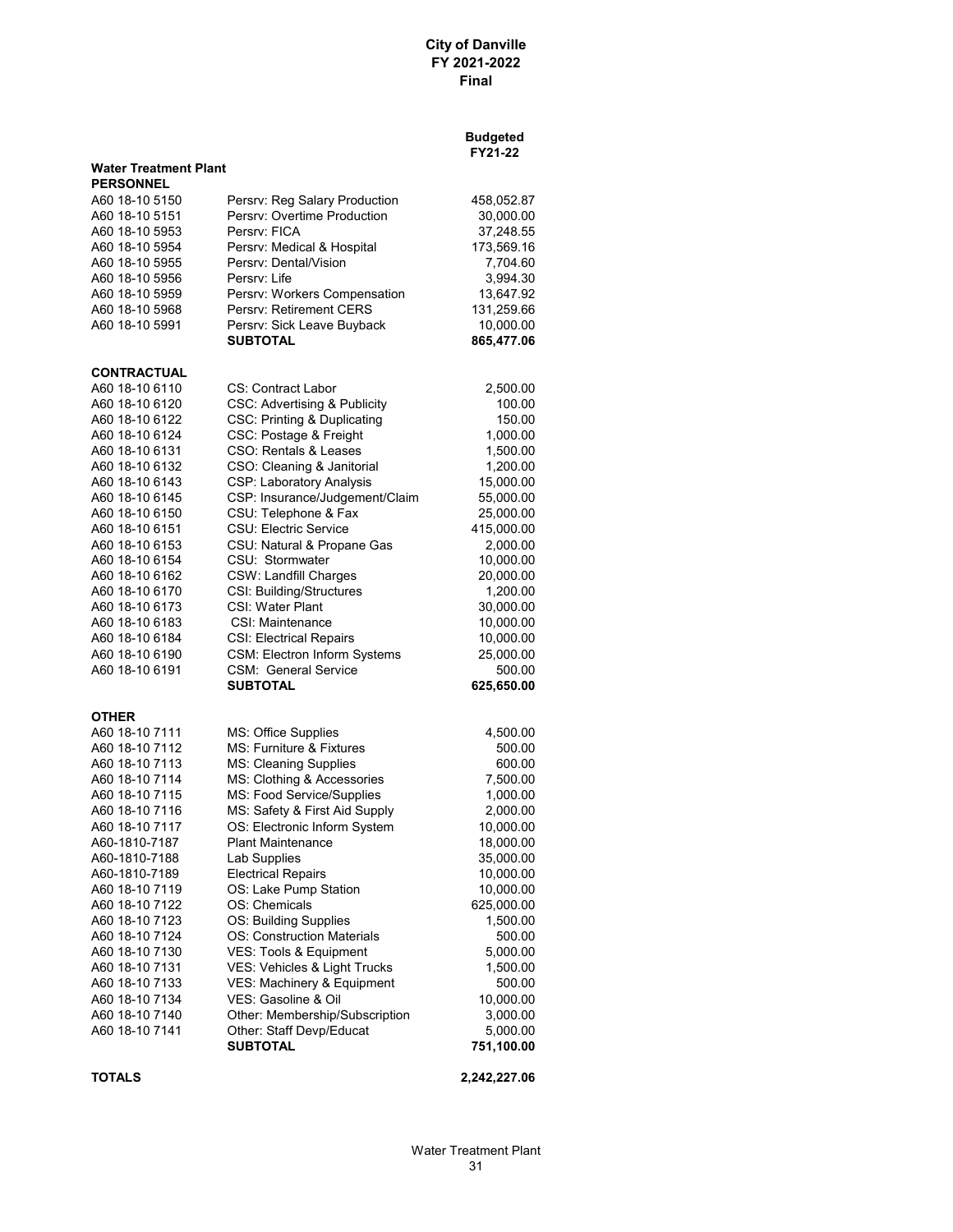**City of Danville**
**FY 2021-2022**
**Final**

| | | Budgeted FY21-22 |
|---|---|---|
| **Water Treatment Plant** | | |
| **PERSONNEL** | | |
| A60 18-10 5150 | Persrv: Reg Salary Production | 458,052.87 |
| A60 18-10 5151 | Persrv: Overtime Production | 30,000.00 |
| A60 18-10 5953 | Persrv: FICA | 37,248.55 |
| A60 18-10 5954 | Persrv: Medical & Hospital | 173,569.16 |
| A60 18-10 5955 | Persrv: Dental/Vision | 7,704.60 |
| A60 18-10 5956 | Persrv: Life | 3,994.30 |
| A60 18-10 5959 | Persrv: Workers Compensation | 13,647.92 |
| A60 18-10 5968 | Persrv: Retirement CERS | 131,259.66 |
| A60 18-10 5991 | Persrv: Sick Leave Buyback | 10,000.00 |
| | **SUBTOTAL** | **865,477.06** |
| **CONTRACTUAL** | | |
| A60 18-10 6110 | CS: Contract Labor | 2,500.00 |
| A60 18-10 6120 | CSC: Advertising & Publicity | 100.00 |
| A60 18-10 6122 | CSC: Printing & Duplicating | 150.00 |
| A60 18-10 6124 | CSC: Postage & Freight | 1,000.00 |
| A60 18-10 6131 | CSO: Rentals & Leases | 1,500.00 |
| A60 18-10 6132 | CSO: Cleaning & Janitorial | 1,200.00 |
| A60 18-10 6143 | CSP: Laboratory Analysis | 15,000.00 |
| A60 18-10 6145 | CSP: Insurance/Judgement/Claim | 55,000.00 |
| A60 18-10 6150 | CSU: Telephone & Fax | 25,000.00 |
| A60 18-10 6151 | CSU: Electric Service | 415,000.00 |
| A60 18-10 6153 | CSU: Natural & Propane Gas | 2,000.00 |
| A60 18-10 6154 | CSU: Stormwater | 10,000.00 |
| A60 18-10 6162 | CSW: Landfill Charges | 20,000.00 |
| A60 18-10 6170 | CSI: Building/Structures | 1,200.00 |
| A60 18-10 6173 | CSI: Water Plant | 30,000.00 |
| A60 18-10 6183 | CSI: Maintenance | 10,000.00 |
| A60 18-10 6184 | CSI: Electrical Repairs | 10,000.00 |
| A60 18-10 6190 | CSM: Electron Inform Systems | 25,000.00 |
| A60 18-10 6191 | CSM: General Service | 500.00 |
| | **SUBTOTAL** | **625,650.00** |
| **OTHER** | | |
| A60 18-10 7111 | MS: Office Supplies | 4,500.00 |
| A60 18-10 7112 | MS: Furniture & Fixtures | 500.00 |
| A60 18-10 7113 | MS: Cleaning Supplies | 600.00 |
| A60 18-10 7114 | MS: Clothing & Accessories | 7,500.00 |
| A60 18-10 7115 | MS: Food Service/Supplies | 1,000.00 |
| A60 18-10 7116 | MS: Safety & First Aid Supply | 2,000.00 |
| A60 18-10 7117 | OS: Electronic Inform System | 10,000.00 |
| A60-1810-7187 | Plant Maintenance | 18,000.00 |
| A60-1810-7188 | Lab Supplies | 35,000.00 |
| A60-1810-7189 | Electrical Repairs | 10,000.00 |
| A60 18-10 7119 | OS: Lake Pump Station | 10,000.00 |
| A60 18-10 7122 | OS: Chemicals | 625,000.00 |
| A60 18-10 7123 | OS: Building Supplies | 1,500.00 |
| A60 18-10 7124 | OS: Construction Materials | 500.00 |
| A60 18-10 7130 | VES: Tools & Equipment | 5,000.00 |
| A60 18-10 7131 | VES: Vehicles & Light Trucks | 1,500.00 |
| A60 18-10 7133 | VES: Machinery & Equipment | 500.00 |
| A60 18-10 7134 | VES: Gasoline & Oil | 10,000.00 |
| A60 18-10 7140 | Other: Membership/Subscription | 3,000.00 |
| A60 18-10 7141 | Other: Staff Devp/Educat | 5,000.00 |
| | **SUBTOTAL** | **751,100.00** |
| **TOTALS** | | **2,242,227.06** |

Water Treatment Plant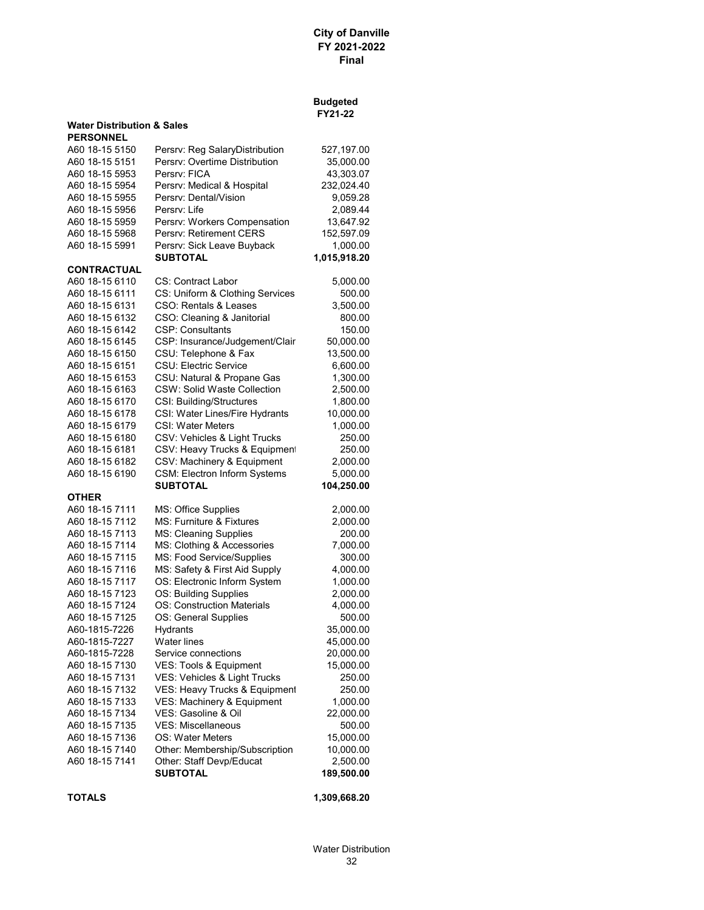**City of Danville**
**FY 2021-2022**
**Final**

| | | Budgeted FY21-22 |
|---|---|---|
| **Water Distribution & Sales** | | |
| **PERSONNEL** | | |
| A60 18-15 5150 | Persrv: Reg SalaryDistribution | 527,197.00 |
| A60 18-15 5151 | Persrv: Overtime Distribution | 35,000.00 |
| A60 18-15 5953 | Persrv: FICA | 43,303.07 |
| A60 18-15 5954 | Persrv: Medical & Hospital | 232,024.40 |
| A60 18-15 5955 | Persrv: Dental/Vision | 9,059.28 |
| A60 18-15 5956 | Persrv: Life | 2,089.44 |
| A60 18-15 5959 | Persrv: Workers Compensation | 13,647.92 |
| A60 18-15 5968 | Persrv: Retirement CERS | 152,597.09 |
| A60 18-15 5991 | Persrv: Sick Leave Buyback | 1,000.00 |
| | **SUBTOTAL** | **1,015,918.20** |
| **CONTRACTUAL** | | |
| A60 18-15 6110 | CS: Contract Labor | 5,000.00 |
| A60 18-15 6111 | CS: Uniform & Clothing Services | 500.00 |
| A60 18-15 6131 | CSO: Rentals & Leases | 3,500.00 |
| A60 18-15 6132 | CSO: Cleaning & Janitorial | 800.00 |
| A60 18-15 6142 | CSP: Consultants | 150.00 |
| A60 18-15 6145 | CSP: Insurance/Judgement/Clair | 50,000.00 |
| A60 18-15 6150 | CSU: Telephone & Fax | 13,500.00 |
| A60 18-15 6151 | CSU: Electric Service | 6,600.00 |
| A60 18-15 6153 | CSU: Natural & Propane Gas | 1,300.00 |
| A60 18-15 6163 | CSW: Solid Waste Collection | 2,500.00 |
| A60 18-15 6170 | CSI: Building/Structures | 1,800.00 |
| A60 18-15 6178 | CSI: Water Lines/Fire Hydrants | 10,000.00 |
| A60 18-15 6179 | CSI: Water Meters | 1,000.00 |
| A60 18-15 6180 | CSV: Vehicles & Light Trucks | 250.00 |
| A60 18-15 6181 | CSV: Heavy Trucks & Equipment | 250.00 |
| A60 18-15 6182 | CSV: Machinery & Equipment | 2,000.00 |
| A60 18-15 6190 | CSM: Electron Inform Systems | 5,000.00 |
| | **SUBTOTAL** | **104,250.00** |
| **OTHER** | | |
| A60 18-15 7111 | MS: Office Supplies | 2,000.00 |
| A60 18-15 7112 | MS: Furniture & Fixtures | 2,000.00 |
| A60 18-15 7113 | MS: Cleaning Supplies | 200.00 |
| A60 18-15 7114 | MS: Clothing & Accessories | 7,000.00 |
| A60 18-15 7115 | MS: Food Service/Supplies | 300.00 |
| A60 18-15 7116 | MS: Safety & First Aid Supply | 4,000.00 |
| A60 18-15 7117 | OS: Electronic Inform System | 1,000.00 |
| A60 18-15 7123 | OS: Building Supplies | 2,000.00 |
| A60 18-15 7124 | OS: Construction Materials | 4,000.00 |
| A60 18-15 7125 | OS: General Supplies | 500.00 |
| A60-1815-7226 | Hydrants | 35,000.00 |
| A60-1815-7227 | Water lines | 45,000.00 |
| A60-1815-7228 | Service connections | 20,000.00 |
| A60 18-15 7130 | VES: Tools & Equipment | 15,000.00 |
| A60 18-15 7131 | VES: Vehicles & Light Trucks | 250.00 |
| A60 18-15 7132 | VES: Heavy Trucks & Equipment | 250.00 |
| A60 18-15 7133 | VES: Machinery & Equipment | 1,000.00 |
| A60 18-15 7134 | VES: Gasoline & Oil | 22,000.00 |
| A60 18-15 7135 | VES: Miscellaneous | 500.00 |
| A60 18-15 7136 | OS: Water Meters | 15,000.00 |
| A60 18-15 7140 | Other: Membership/Subscription | 10,000.00 |
| A60 18-15 7141 | Other: Staff Devp/Educat | 2,500.00 |
| | **SUBTOTAL** | **189,500.00** |
| **TOTALS** | | **1,309,668.20** |

Water Distribution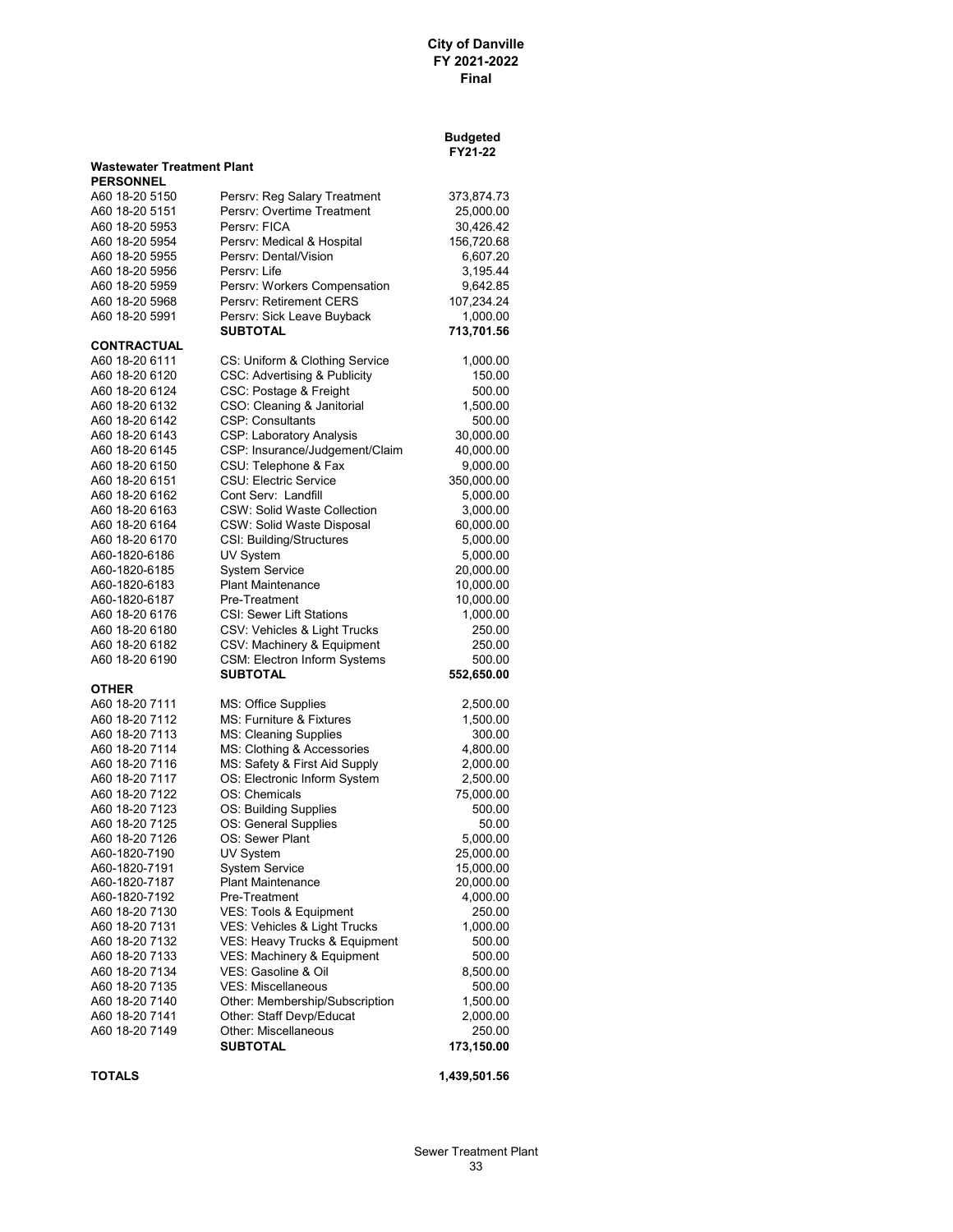**City of Danville**
**FY 2021-2022**
**Final**

| | | Budgeted FY21-22 |
|---|---|---|
| **Wastewater Treatment Plant** | | |
| **PERSONNEL** | | |
| A60 18-20 5150 | Persrv: Reg Salary Treatment | 373,874.73 |
| A60 18-20 5151 | Persrv: Overtime Treatment | 25,000.00 |
| A60 18-20 5953 | Persrv: FICA | 30,426.42 |
| A60 18-20 5954 | Persrv: Medical & Hospital | 156,720.68 |
| A60 18-20 5955 | Persrv: Dental/Vision | 6,607.20 |
| A60 18-20 5956 | Persrv: Life | 3,195.44 |
| A60 18-20 5959 | Persrv: Workers Compensation | 9,642.85 |
| A60 18-20 5968 | Persrv: Retirement CERS | 107,234.24 |
| A60 18-20 5991 | Persrv: Sick Leave Buyback | 1,000.00 |
| | **SUBTOTAL** | **713,701.56** |
| **CONTRACTUAL** | | |
| A60 18-20 6111 | CS: Uniform & Clothing Service | 1,000.00 |
| A60 18-20 6120 | CSC: Advertising & Publicity | 150.00 |
| A60 18-20 6124 | CSC: Postage & Freight | 500.00 |
| A60 18-20 6132 | CSO: Cleaning & Janitorial | 1,500.00 |
| A60 18-20 6142 | CSP: Consultants | 500.00 |
| A60 18-20 6143 | CSP: Laboratory Analysis | 30,000.00 |
| A60 18-20 6145 | CSP: Insurance/Judgement/Claim | 40,000.00 |
| A60 18-20 6150 | CSU: Telephone & Fax | 9,000.00 |
| A60 18-20 6151 | CSU: Electric Service | 350,000.00 |
| A60 18-20 6162 | Cont Serv: Landfill | 5,000.00 |
| A60 18-20 6163 | CSW: Solid Waste Collection | 3,000.00 |
| A60 18-20 6164 | CSW: Solid Waste Disposal | 60,000.00 |
| A60 18-20 6170 | CSI: Building/Structures | 5,000.00 |
| A60-1820-6186 | UV System | 5,000.00 |
| A60-1820-6185 | System Service | 20,000.00 |
| A60-1820-6183 | Plant Maintenance | 10,000.00 |
| A60-1820-6187 | Pre-Treatment | 10,000.00 |
| A60 18-20 6176 | CSI: Sewer Lift Stations | 1,000.00 |
| A60 18-20 6180 | CSV: Vehicles & Light Trucks | 250.00 |
| A60 18-20 6182 | CSV: Machinery & Equipment | 250.00 |
| A60 18-20 6190 | CSM: Electron Inform Systems | 500.00 |
| | **SUBTOTAL** | **552,650.00** |
| **OTHER** | | |
| A60 18-20 7111 | MS: Office Supplies | 2,500.00 |
| A60 18-20 7112 | MS: Furniture & Fixtures | 1,500.00 |
| A60 18-20 7113 | MS: Cleaning Supplies | 300.00 |
| A60 18-20 7114 | MS: Clothing & Accessories | 4,800.00 |
| A60 18-20 7116 | MS: Safety & First Aid Supply | 2,000.00 |
| A60 18-20 7117 | OS: Electronic Inform System | 2,500.00 |
| A60 18-20 7122 | OS: Chemicals | 75,000.00 |
| A60 18-20 7123 | OS: Building Supplies | 500.00 |
| A60 18-20 7125 | OS: General Supplies | 50.00 |
| A60 18-20 7126 | OS: Sewer Plant | 5,000.00 |
| A60-1820-7190 | UV System | 25,000.00 |
| A60-1820-7191 | System Service | 15,000.00 |
| A60-1820-7187 | Plant Maintenance | 20,000.00 |
| A60-1820-7192 | Pre-Treatment | 4,000.00 |
| A60 18-20 7130 | VES: Tools & Equipment | 250.00 |
| A60 18-20 7131 | VES: Vehicles & Light Trucks | 1,000.00 |
| A60 18-20 7132 | VES: Heavy Trucks & Equipment | 500.00 |
| A60 18-20 7133 | VES: Machinery & Equipment | 500.00 |
| A60 18-20 7134 | VES: Gasoline & Oil | 8,500.00 |
| A60 18-20 7135 | VES: Miscellaneous | 500.00 |
| A60 18-20 7140 | Other: Membership/Subscription | 1,500.00 |
| A60 18-20 7141 | Other: Staff Devp/Educat | 2,000.00 |
| A60 18-20 7149 | Other: Miscellaneous | 250.00 |
| | **SUBTOTAL** | **173,150.00** |
| **TOTALS** | | **1,439,501.56** |

Sewer Treatment Plant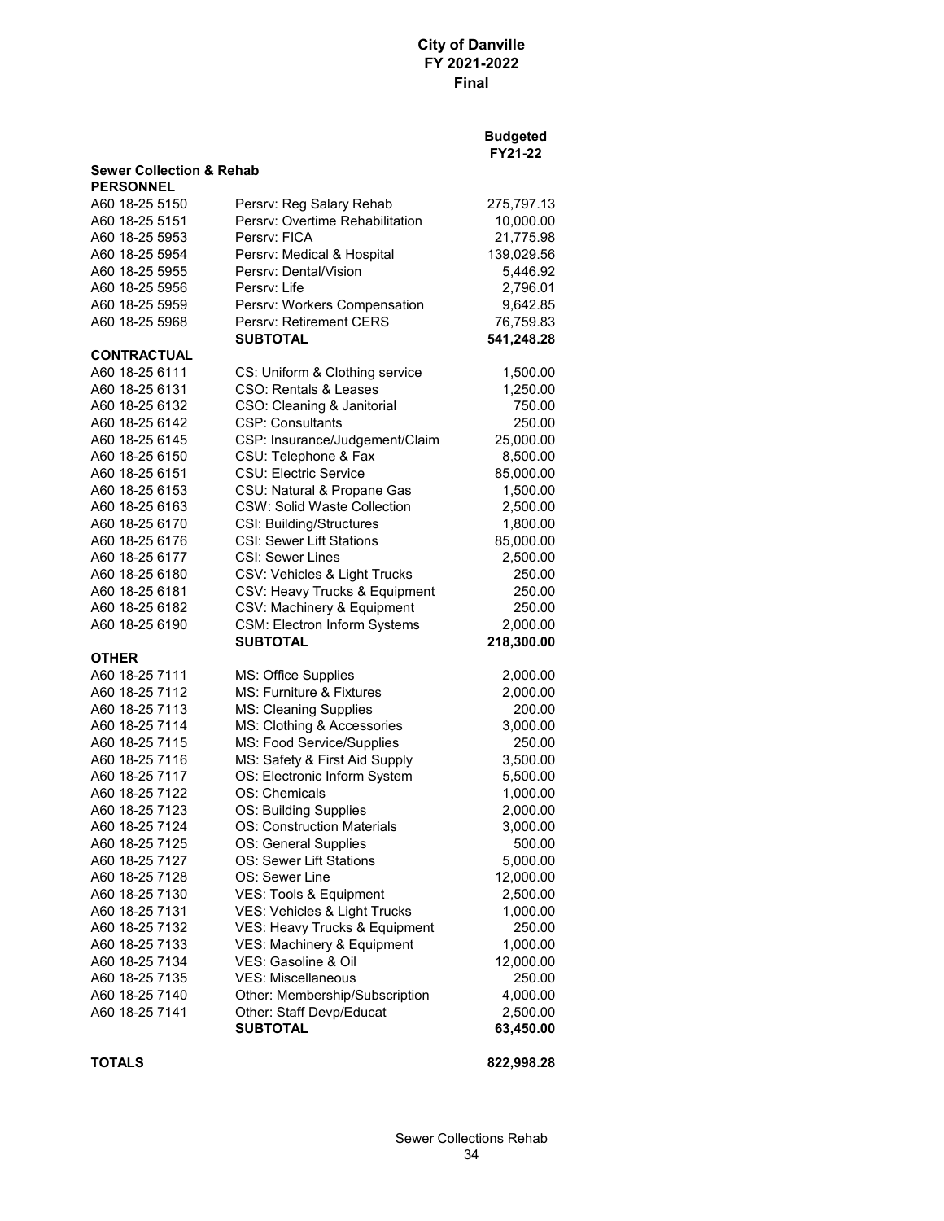# City of Danville
## FY 2021-2022
## Final

| | | Budgeted FY21-22 |
|---|---|---|
| **Sewer Collection & Rehab** | | |
| **PERSONNEL** | | |
| A60 18-25 5150 | Persrv: Reg Salary Rehab | 275,797.13 |
| A60 18-25 5151 | Persrv: Overtime Rehabilitation | 10,000.00 |
| A60 18-25 5953 | Persrv: FICA | 21,775.98 |
| A60 18-25 5954 | Persrv: Medical & Hospital | 139,029.56 |
| A60 18-25 5955 | Persrv: Dental/Vision | 5,446.92 |
| A60 18-25 5956 | Persrv: Life | 2,796.01 |
| A60 18-25 5959 | Persrv: Workers Compensation | 9,642.85 |
| A60 18-25 5968 | Persrv: Retirement CERS | 76,759.83 |
| | **SUBTOTAL** | **541,248.28** |
| **CONTRACTUAL** | | |
| A60 18-25 6111 | CS: Uniform & Clothing service | 1,500.00 |
| A60 18-25 6131 | CSO: Rentals & Leases | 1,250.00 |
| A60 18-25 6132 | CSO: Cleaning & Janitorial | 750.00 |
| A60 18-25 6142 | CSP: Consultants | 250.00 |
| A60 18-25 6145 | CSP: Insurance/Judgement/Claim | 25,000.00 |
| A60 18-25 6150 | CSU: Telephone & Fax | 8,500.00 |
| A60 18-25 6151 | CSU: Electric Service | 85,000.00 |
| A60 18-25 6153 | CSU: Natural & Propane Gas | 1,500.00 |
| A60 18-25 6163 | CSW: Solid Waste Collection | 2,500.00 |
| A60 18-25 6170 | CSI: Building/Structures | 1,800.00 |
| A60 18-25 6176 | CSI: Sewer Lift Stations | 85,000.00 |
| A60 18-25 6177 | CSI: Sewer Lines | 2,500.00 |
| A60 18-25 6180 | CSV: Vehicles & Light Trucks | 250.00 |
| A60 18-25 6181 | CSV: Heavy Trucks & Equipment | 250.00 |
| A60 18-25 6182 | CSV: Machinery & Equipment | 250.00 |
| A60 18-25 6190 | CSM: Electron Inform Systems | 2,000.00 |
| | **SUBTOTAL** | **218,300.00** |
| **OTHER** | | |
| A60 18-25 7111 | MS: Office Supplies | 2,000.00 |
| A60 18-25 7112 | MS: Furniture & Fixtures | 2,000.00 |
| A60 18-25 7113 | MS: Cleaning Supplies | 200.00 |
| A60 18-25 7114 | MS: Clothing & Accessories | 3,000.00 |
| A60 18-25 7115 | MS: Food Service/Supplies | 250.00 |
| A60 18-25 7116 | MS: Safety & First Aid Supply | 3,500.00 |
| A60 18-25 7117 | OS: Electronic Inform System | 5,500.00 |
| A60 18-25 7122 | OS: Chemicals | 1,000.00 |
| A60 18-25 7123 | OS: Building Supplies | 2,000.00 |
| A60 18-25 7124 | OS: Construction Materials | 3,000.00 |
| A60 18-25 7125 | OS: General Supplies | 500.00 |
| A60 18-25 7127 | OS: Sewer Lift Stations | 5,000.00 |
| A60 18-25 7128 | OS: Sewer Line | 12,000.00 |
| A60 18-25 7130 | VES: Tools & Equipment | 2,500.00 |
| A60 18-25 7131 | VES: Vehicles & Light Trucks | 1,000.00 |
| A60 18-25 7132 | VES: Heavy Trucks & Equipment | 250.00 |
| A60 18-25 7133 | VES: Machinery & Equipment | 1,000.00 |
| A60 18-25 7134 | VES: Gasoline & Oil | 12,000.00 |
| A60 18-25 7135 | VES: Miscellaneous | 250.00 |
| A60 18-25 7140 | Other: Membership/Subscription | 4,000.00 |
| A60 18-25 7141 | Other: Staff Devp/Educat | 2,500.00 |
| | **SUBTOTAL** | **63,450.00** |
| **TOTALS** | | **822,998.28** |

Sewer Collections Rehab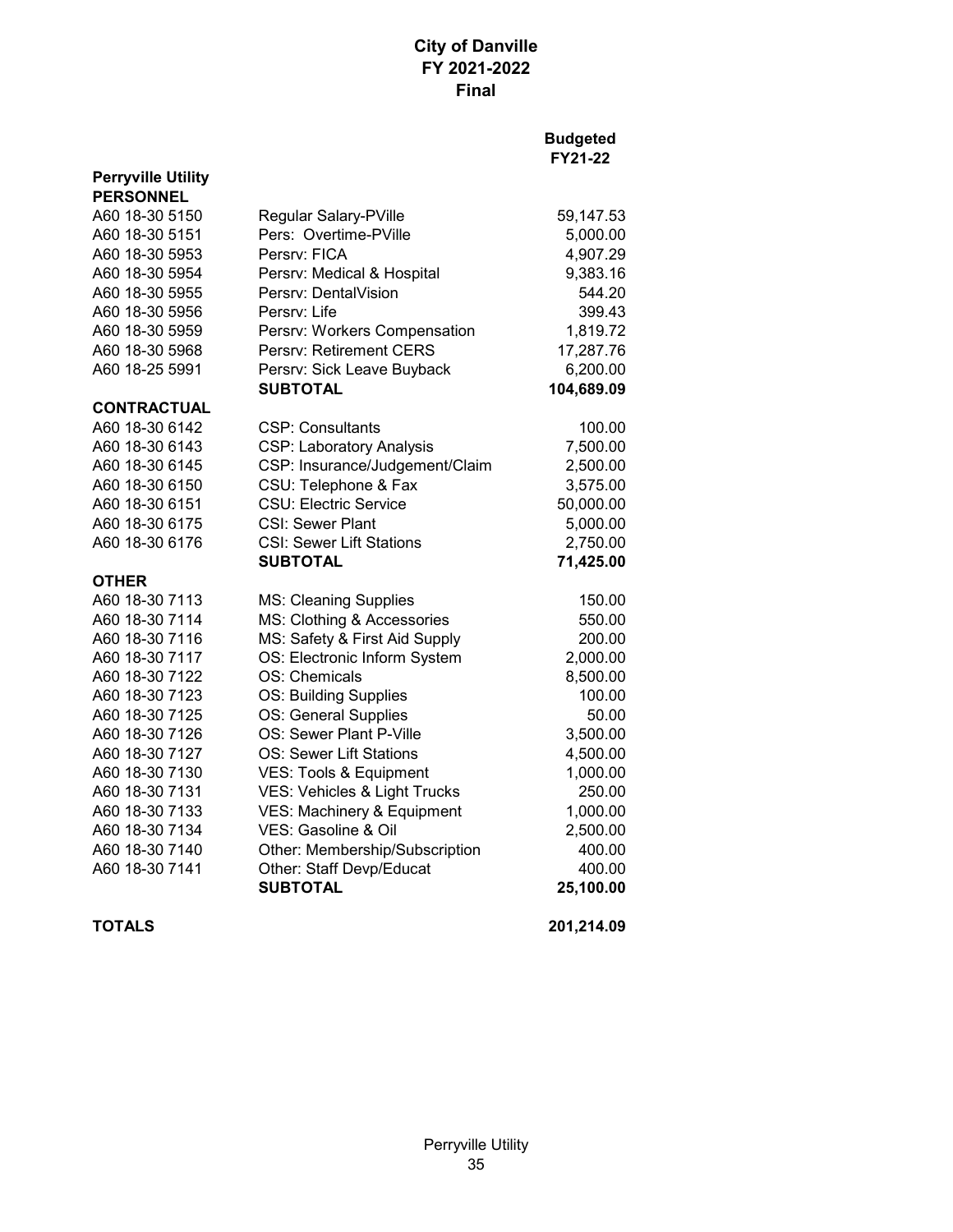# City of Danville
## FY 2021-2022
## Final

| | | Budgeted FY21-22 |
|---|---|---|
| **Perryville Utility** | | |
| **PERSONNEL** | | |
| A60 18-30 5150 | Regular Salary-PVille | 59,147.53 |
| A60 18-30 5151 | Pers: Overtime-PVille | 5,000.00 |
| A60 18-30 5953 | Persrv: FICA | 4,907.29 |
| A60 18-30 5954 | Persrv: Medical & Hospital | 9,383.16 |
| A60 18-30 5955 | Persrv: DentalVision | 544.20 |
| A60 18-30 5956 | Persrv: Life | 399.43 |
| A60 18-30 5959 | Persrv: Workers Compensation | 1,819.72 |
| A60 18-30 5968 | Persrv: Retirement CERS | 17,287.76 |
| A60 18-25 5991 | Persrv: Sick Leave Buyback | 6,200.00 |
| | **SUBTOTAL** | **104,689.09** |
| **CONTRACTUAL** | | |
| A60 18-30 6142 | CSP: Consultants | 100.00 |
| A60 18-30 6143 | CSP: Laboratory Analysis | 7,500.00 |
| A60 18-30 6145 | CSP: Insurance/Judgement/Claim | 2,500.00 |
| A60 18-30 6150 | CSU: Telephone & Fax | 3,575.00 |
| A60 18-30 6151 | CSU: Electric Service | 50,000.00 |
| A60 18-30 6175 | CSI: Sewer Plant | 5,000.00 |
| A60 18-30 6176 | CSI: Sewer Lift Stations | 2,750.00 |
| | **SUBTOTAL** | **71,425.00** |
| **OTHER** | | |
| A60 18-30 7113 | MS: Cleaning Supplies | 150.00 |
| A60 18-30 7114 | MS: Clothing & Accessories | 550.00 |
| A60 18-30 7116 | MS: Safety & First Aid Supply | 200.00 |
| A60 18-30 7117 | OS: Electronic Inform System | 2,000.00 |
| A60 18-30 7122 | OS: Chemicals | 8,500.00 |
| A60 18-30 7123 | OS: Building Supplies | 100.00 |
| A60 18-30 7125 | OS: General Supplies | 50.00 |
| A60 18-30 7126 | OS: Sewer Plant P-Ville | 3,500.00 |
| A60 18-30 7127 | OS: Sewer Lift Stations | 4,500.00 |
| A60 18-30 7130 | VES: Tools & Equipment | 1,000.00 |
| A60 18-30 7131 | VES: Vehicles & Light Trucks | 250.00 |
| A60 18-30 7133 | VES: Machinery & Equipment | 1,000.00 |
| A60 18-30 7134 | VES: Gasoline & Oil | 2,500.00 |
| A60 18-30 7140 | Other: Membership/Subscription | 400.00 |
| A60 18-30 7141 | Other: Staff Devp/Educat | 400.00 |
| | **SUBTOTAL** | **25,100.00** |
| **TOTALS** | | **201,214.09** |

Perryville Utility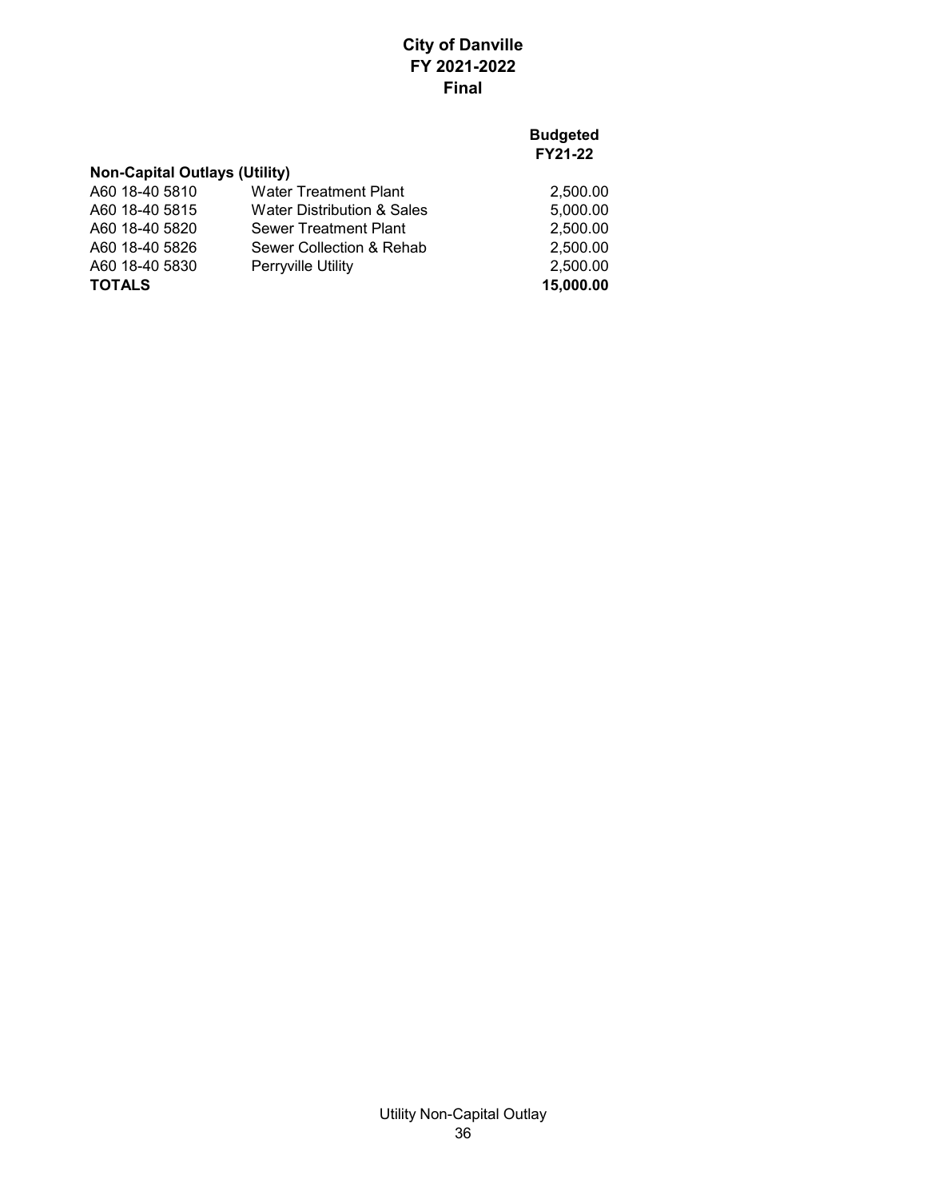# City of Danville
## FY 2021-2022
## Final

| | | Budgeted FY21-22 |
|---|---|---|
| **Non-Capital Outlays (Utility)** | | |
| A60 18-40 5810 | Water Treatment Plant | 2,500.00 |
| A60 18-40 5815 | Water Distribution & Sales | 5,000.00 |
| A60 18-40 5820 | Sewer Treatment Plant | 2,500.00 |
| A60 18-40 5826 | Sewer Collection & Rehab | 2,500.00 |
| A60 18-40 5830 | Perryville Utility | 2,500.00 |
| **TOTALS** | | **15,000.00** |

Utility Non-Capital Outlay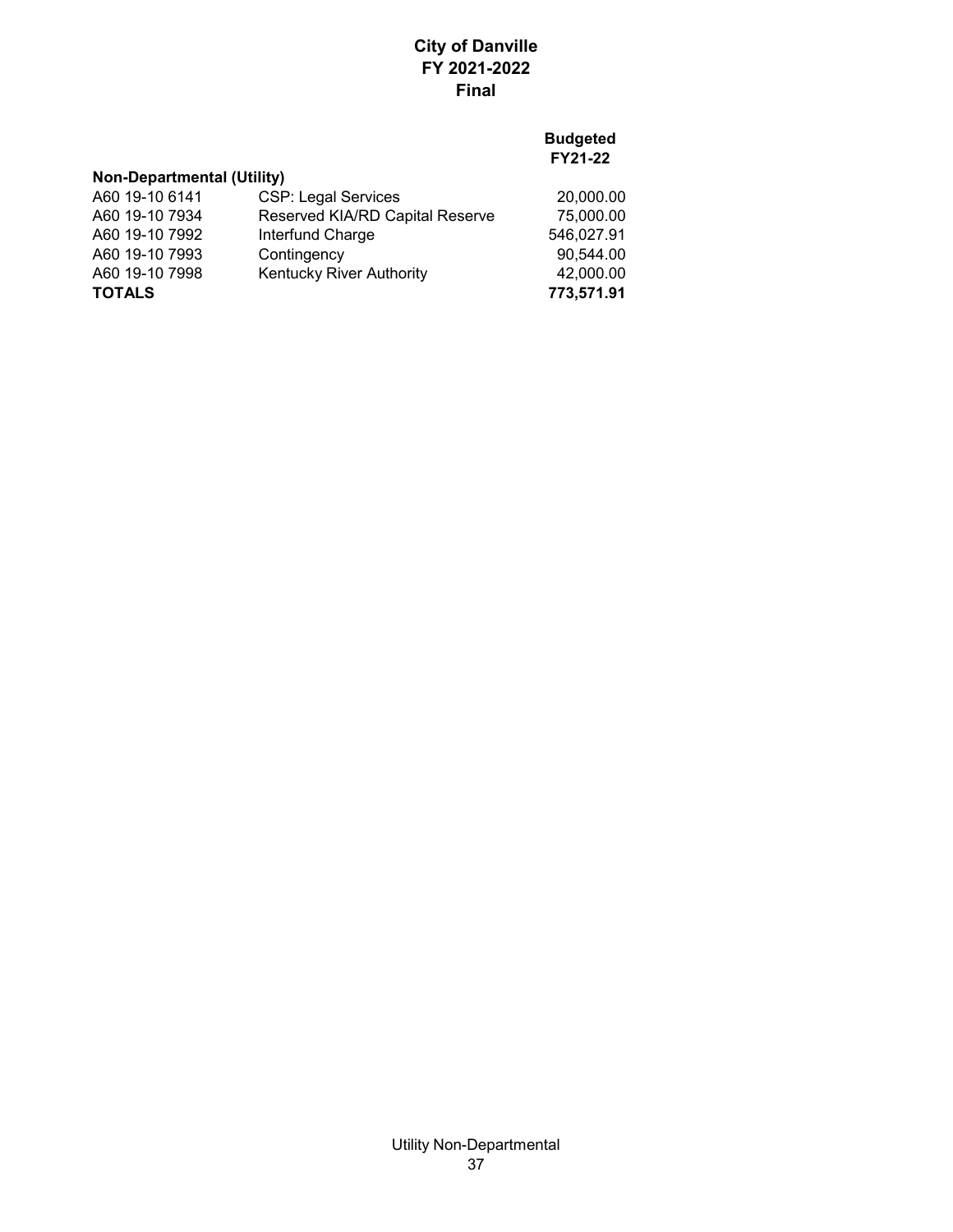# City of Danville
## FY 2021-2022
## Final

| | | Budgeted FY21-22 |
|---|---|---|
| **Non-Departmental (Utility)** | | |
| A60 19-10 6141 | CSP: Legal Services | 20,000.00 |
| A60 19-10 7934 | Reserved KIA/RD Capital Reserve | 75,000.00 |
| A60 19-10 7992 | Interfund Charge | 546,027.91 |
| A60 19-10 7993 | Contingency | 90,544.00 |
| A60 19-10 7998 | Kentucky River Authority | 42,000.00 |
| **TOTALS** | | **773,571.91** |

Utility Non-Departmental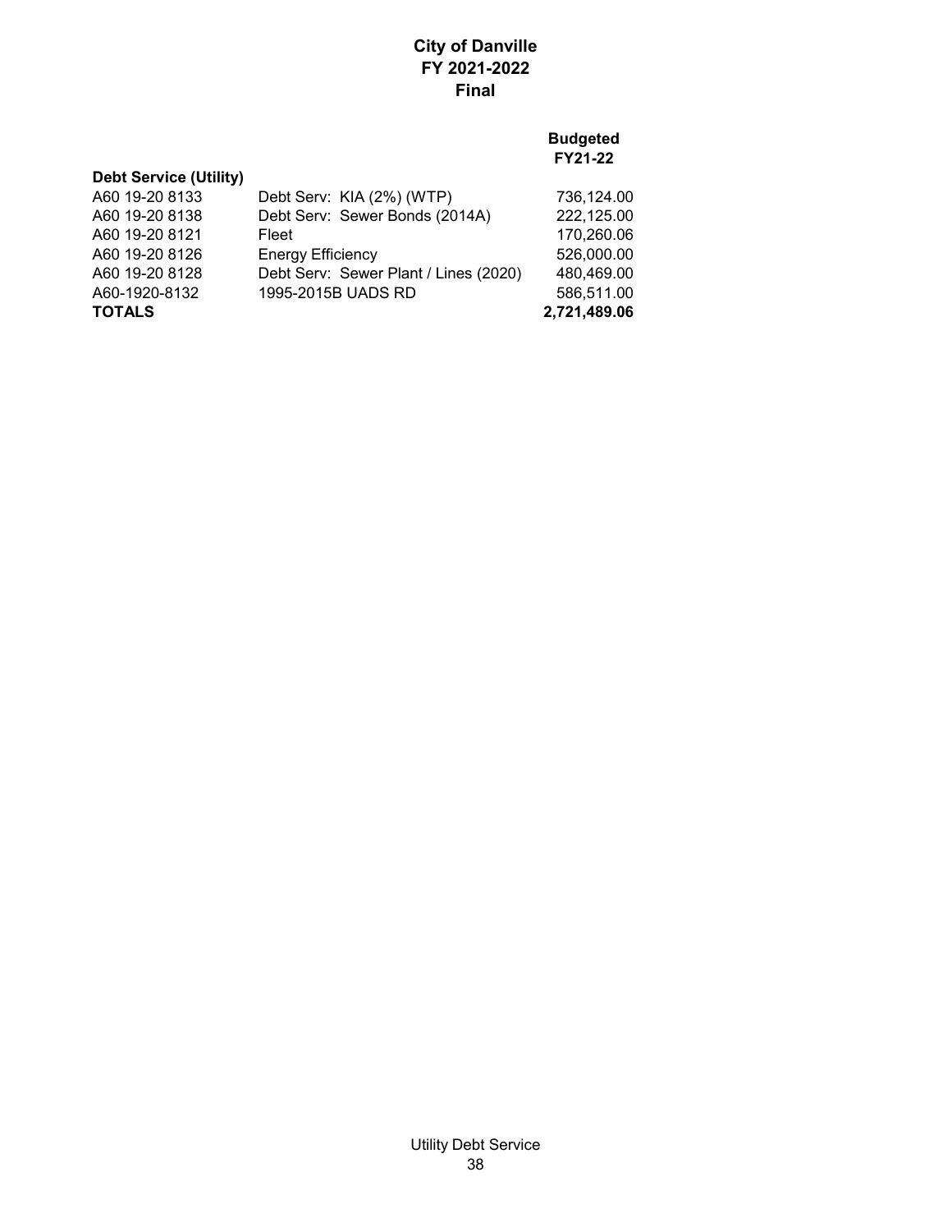# City of Danville
## FY 2021-2022
## Final

| | | Budgeted FY21-22 |
|---|---|---|
| **Debt Service (Utility)** | | |
| A60 19-20 8133 | Debt Serv: KIA (2%) (WTP) | 736,124.00 |
| A60 19-20 8138 | Debt Serv: Sewer Bonds (2014A) | 222,125.00 |
| A60 19-20 8121 | Fleet | 170,260.06 |
| A60 19-20 8126 | Energy Efficiency | 526,000.00 |
| A60 19-20 8128 | Debt Serv: Sewer Plant / Lines (2020) | 480,469.00 |
| A60-1920-8132 | 1995-2015B UADS RD | 586,511.00 |
| **TOTALS** | | **2,721,489.06** |

Utility Debt Service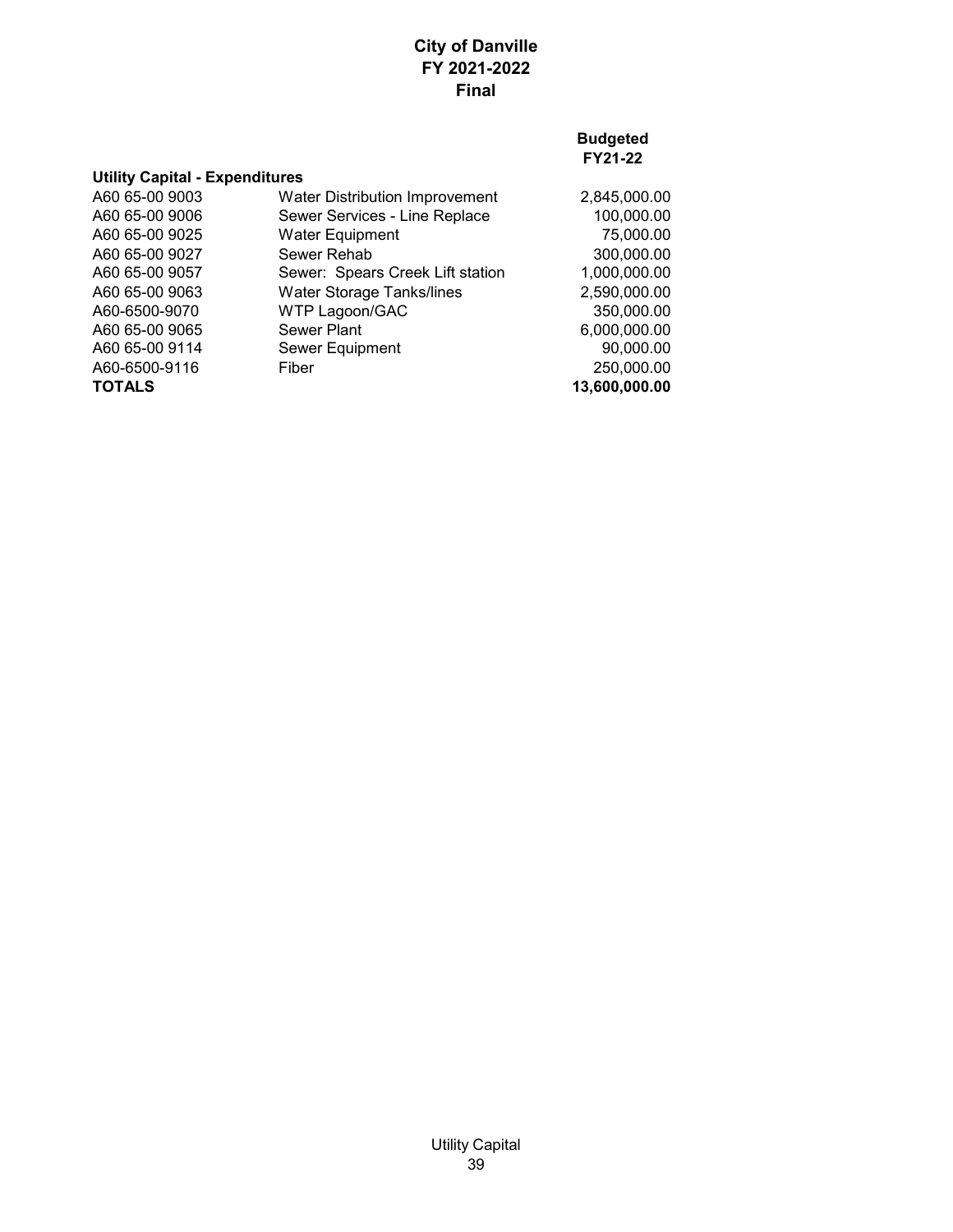# City of Danville
# FY 2021-2022
# Final

| Utility Capital - Expenditures | | Budgeted FY21-22 |
|---|---|---|
| A60 65-00 9003 | Water Distribution Improvement | 2,845,000.00 |
| A60 65-00 9006 | Sewer Services - Line Replace | 100,000.00 |
| A60 65-00 9025 | Water Equipment | 75,000.00 |
| A60 65-00 9027 | Sewer Rehab | 300,000.00 |
| A60 65-00 9057 | Sewer: Spears Creek Lift station | 1,000,000.00 |
| A60 65-00 9063 | Water Storage Tanks/lines | 2,590,000.00 |
| A60-6500-9070 | WTP Lagoon/GAC | 350,000.00 |
| A60 65-00 9065 | Sewer Plant | 6,000,000.00 |
| A60 65-00 9114 | Sewer Equipment | 90,000.00 |
| A60-6500-9116 | Fiber | 250,000.00 |
| **TOTALS** | | **13,600,000.00** |

Utility Capital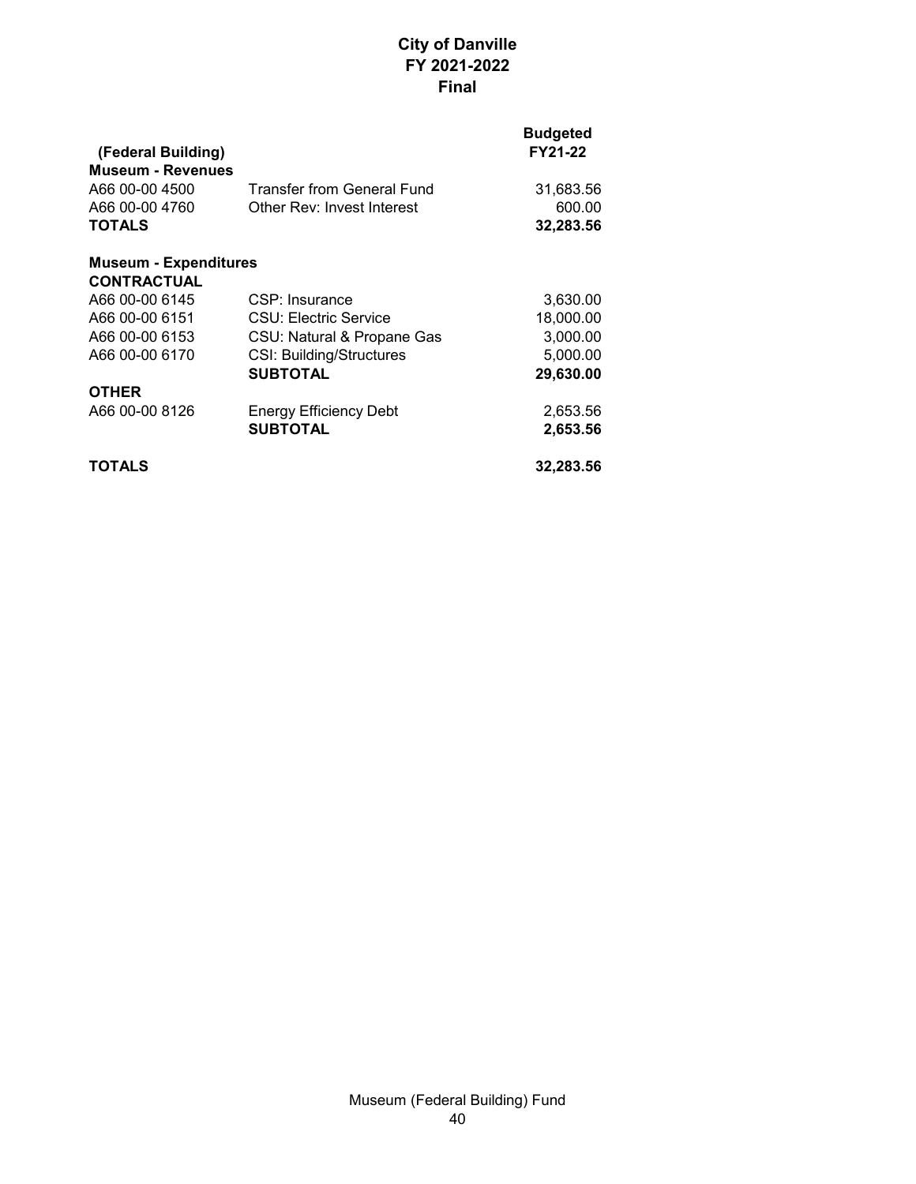# City of Danville
# FY 2021-2022
# Final

| (Federal Building) | | Budgeted FY21-22 |
|---|---|---|
| **Museum - Revenues** | | |
| A66 00-00 4500 | Transfer from General Fund | 31,683.56 |
| A66 00-00 4760 | Other Rev: Invest Interest | 600.00 |
| **TOTALS** | | **32,283.56** |
| | | |
| **Museum - Expenditures** | | |
| **CONTRACTUAL** | | |
| A66 00-00 6145 | CSP: Insurance | 3,630.00 |
| A66 00-00 6151 | CSU: Electric Service | 18,000.00 |
| A66 00-00 6153 | CSU: Natural & Propane Gas | 3,000.00 |
| A66 00-00 6170 | CSI: Building/Structures | 5,000.00 |
| | **SUBTOTAL** | **29,630.00** |
| **OTHER** | | |
| A66 00-00 8126 | Energy Efficiency Debt | 2,653.56 |
| | **SUBTOTAL** | **2,653.56** |
| | | |
| **TOTALS** | | **32,283.56** |

Museum (Federal Building) Fund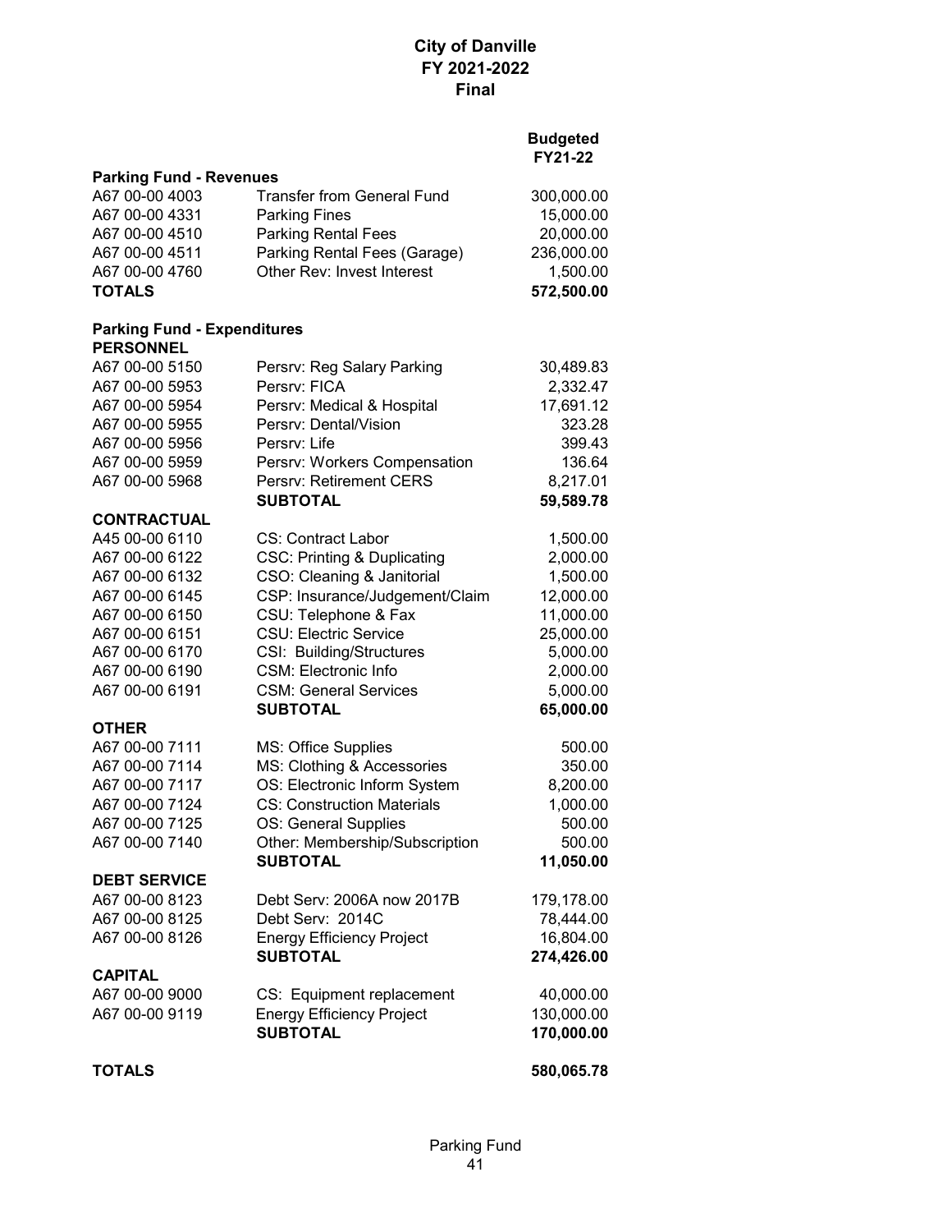# City of Danville
## FY 2021-2022
## Final

| | | Budgeted FY21-22 |
|---|---|---|
| **Parking Fund - Revenues** | | |
| A67 00-00 4003 | Transfer from General Fund | 300,000.00 |
| A67 00-00 4331 | Parking Fines | 15,000.00 |
| A67 00-00 4510 | Parking Rental Fees | 20,000.00 |
| A67 00-00 4511 | Parking Rental Fees (Garage) | 236,000.00 |
| A67 00-00 4760 | Other Rev: Invest Interest | 1,500.00 |
| **TOTALS** | | **572,500.00** |
| **Parking Fund - Expenditures** | | |
| **PERSONNEL** | | |
| A67 00-00 5150 | Persrv: Reg Salary Parking | 30,489.83 |
| A67 00-00 5953 | Persrv: FICA | 2,332.47 |
| A67 00-00 5954 | Persrv: Medical & Hospital | 17,691.12 |
| A67 00-00 5955 | Persrv: Dental/Vision | 323.28 |
| A67 00-00 5956 | Persrv: Life | 399.43 |
| A67 00-00 5959 | Persrv: Workers Compensation | 136.64 |
| A67 00-00 5968 | Persrv: Retirement CERS | 8,217.01 |
| | **SUBTOTAL** | **59,589.78** |
| **CONTRACTUAL** | | |
| A45 00-00 6110 | CS: Contract Labor | 1,500.00 |
| A67 00-00 6122 | CSC: Printing & Duplicating | 2,000.00 |
| A67 00-00 6132 | CSO: Cleaning & Janitorial | 1,500.00 |
| A67 00-00 6145 | CSP: Insurance/Judgement/Claim | 12,000.00 |
| A67 00-00 6150 | CSU: Telephone & Fax | 11,000.00 |
| A67 00-00 6151 | CSU: Electric Service | 25,000.00 |
| A67 00-00 6170 | CSI: Building/Structures | 5,000.00 |
| A67 00-00 6190 | CSM: Electronic Info | 2,000.00 |
| A67 00-00 6191 | CSM: General Services | 5,000.00 |
| | **SUBTOTAL** | **65,000.00** |
| **OTHER** | | |
| A67 00-00 7111 | MS: Office Supplies | 500.00 |
| A67 00-00 7114 | MS: Clothing & Accessories | 350.00 |
| A67 00-00 7117 | OS: Electronic Inform System | 8,200.00 |
| A67 00-00 7124 | CS: Construction Materials | 1,000.00 |
| A67 00-00 7125 | OS: General Supplies | 500.00 |
| A67 00-00 7140 | Other: Membership/Subscription | 500.00 |
| | **SUBTOTAL** | **11,050.00** |
| **DEBT SERVICE** | | |
| A67 00-00 8123 | Debt Serv: 2006A now 2017B | 179,178.00 |
| A67 00-00 8125 | Debt Serv: 2014C | 78,444.00 |
| A67 00-00 8126 | Energy Efficiency Project | 16,804.00 |
| | **SUBTOTAL** | **274,426.00** |
| **CAPITAL** | | |
| A67 00-00 9000 | CS: Equipment replacement | 40,000.00 |
| A67 00-00 9119 | Energy Efficiency Project | 130,000.00 |
| | **SUBTOTAL** | **170,000.00** |
| **TOTALS** | | **580,065.78** |

Parking Fund